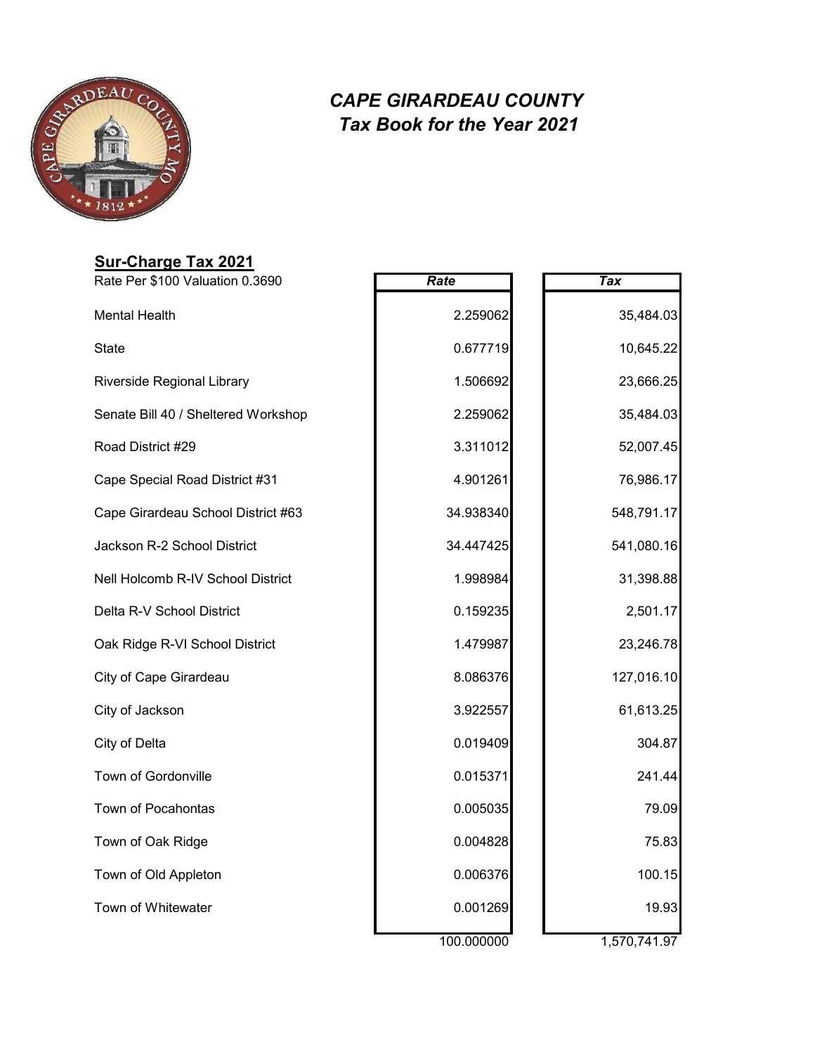# *CAPE GIRARDEAU COUNTY*
## *Tax Book for the Year 2021*

**Sur-Charge Tax 2021**

Rate Per $100 Valuation 0.3690

| | *Rate* | *Tax* |
|---|---|---|
| Mental Health | 2.259062 | 35,484.03 |
| State | 0.677719 | 10,645.22 |
| Riverside Regional Library | 1.506692 | 23,666.25 |
| Senate Bill 40 / Sheltered Workshop | 2.259062 | 35,484.03 |
| Road District #29 | 3.311012 | 52,007.45 |
| Cape Special Road District #31 | 4.901261 | 76,986.17 |
| Cape Girardeau School District #63 | 34.938340 | 548,791.17 |
| Jackson R-2 School District | 34.447425 | 541,080.16 |
| Nell Holcomb R-IV School District | 1.998984 | 31,398.88 |
| Delta R-V School District | 0.159235 | 2,501.17 |
| Oak Ridge R-VI School District | 1.479987 | 23,246.78 |
| City of Cape Girardeau | 8.086376 | 127,016.10 |
| City of Jackson | 3.922557 | 61,613.25 |
| City of Delta | 0.019409 | 304.87 |
| Town of Gordonville | 0.015371 | 241.44 |
| Town of Pocahontas | 0.005035 | 79.09 |
| Town of Oak Ridge | 0.004828 | 75.83 |
| Town of Old Appleton | 0.006376 | 100.15 |
| Town of Whitewater | 0.001269 | 19.93 |
| | 100.000000 | 1,570,741.97 |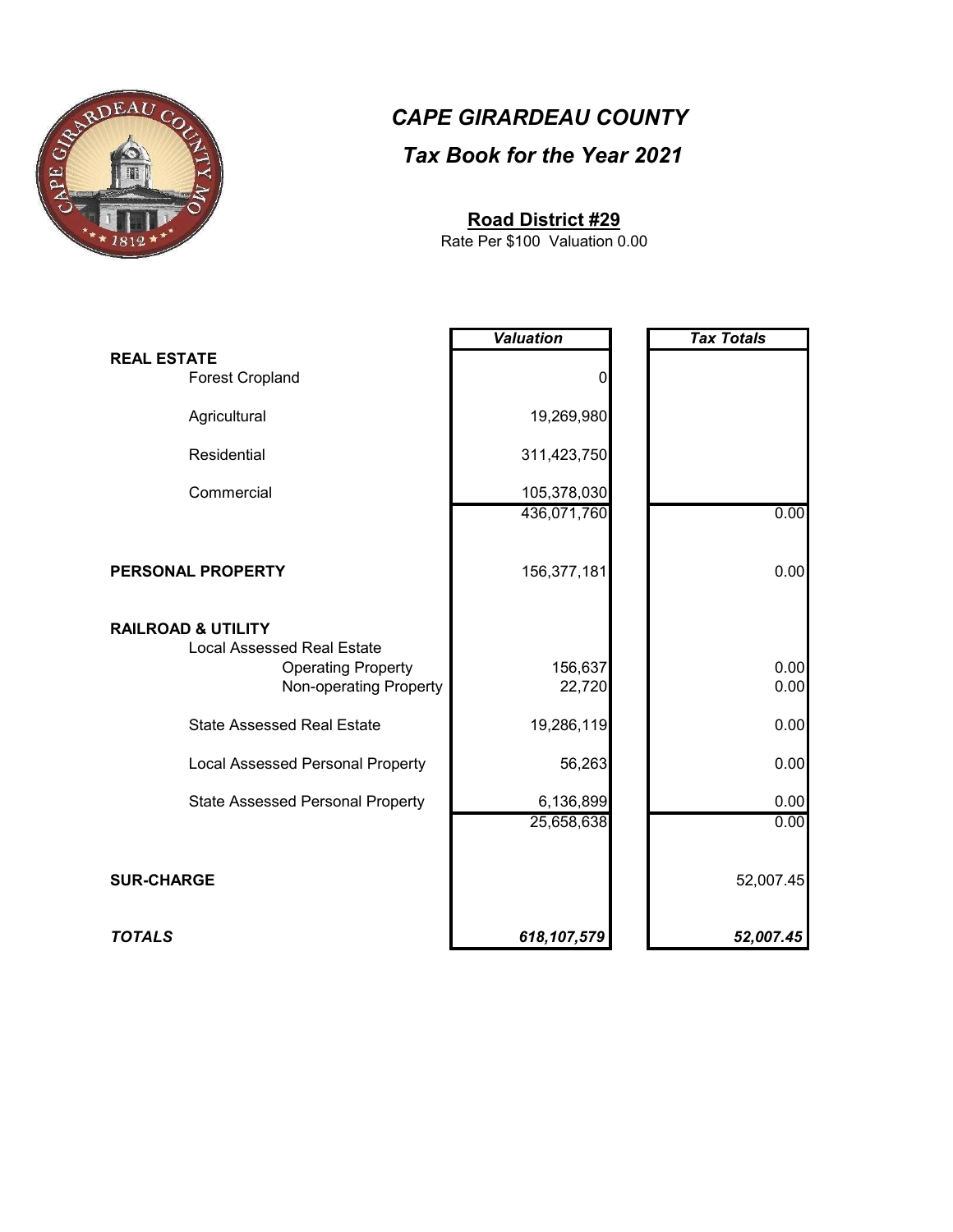# *CAPE GIRARDEAU COUNTY*

## *Tax Book for the Year 2021*

### Road District #29

Rate Per $100 Valuation 0.00

| | *Valuation* | *Tax Totals* |
|---|---|---|
| **REAL ESTATE** | | |
| Forest Cropland | 0 | |
| Agricultural | 19,269,980 | |
| Residential | 311,423,750 | |
| Commercial | 105,378,030 | |
| | 436,071,760 | 0.00 |
| **PERSONAL PROPERTY** | 156,377,181 | 0.00 |
| **RAILROAD & UTILITY** | | |
| Local Assessed Real Estate | | |
| Operating Property | 156,637 | 0.00 |
| Non-operating Property | 22,720 | 0.00 |
| State Assessed Real Estate | 19,286,119 | 0.00 |
| Local Assessed Personal Property | 56,263 | 0.00 |
| State Assessed Personal Property | 6,136,899 | 0.00 |
| | 25,658,638 | 0.00 |
| **SUR-CHARGE** | | 52,007.45 |
| ***TOTALS*** | ***618,107,579*** | ***52,007.45*** |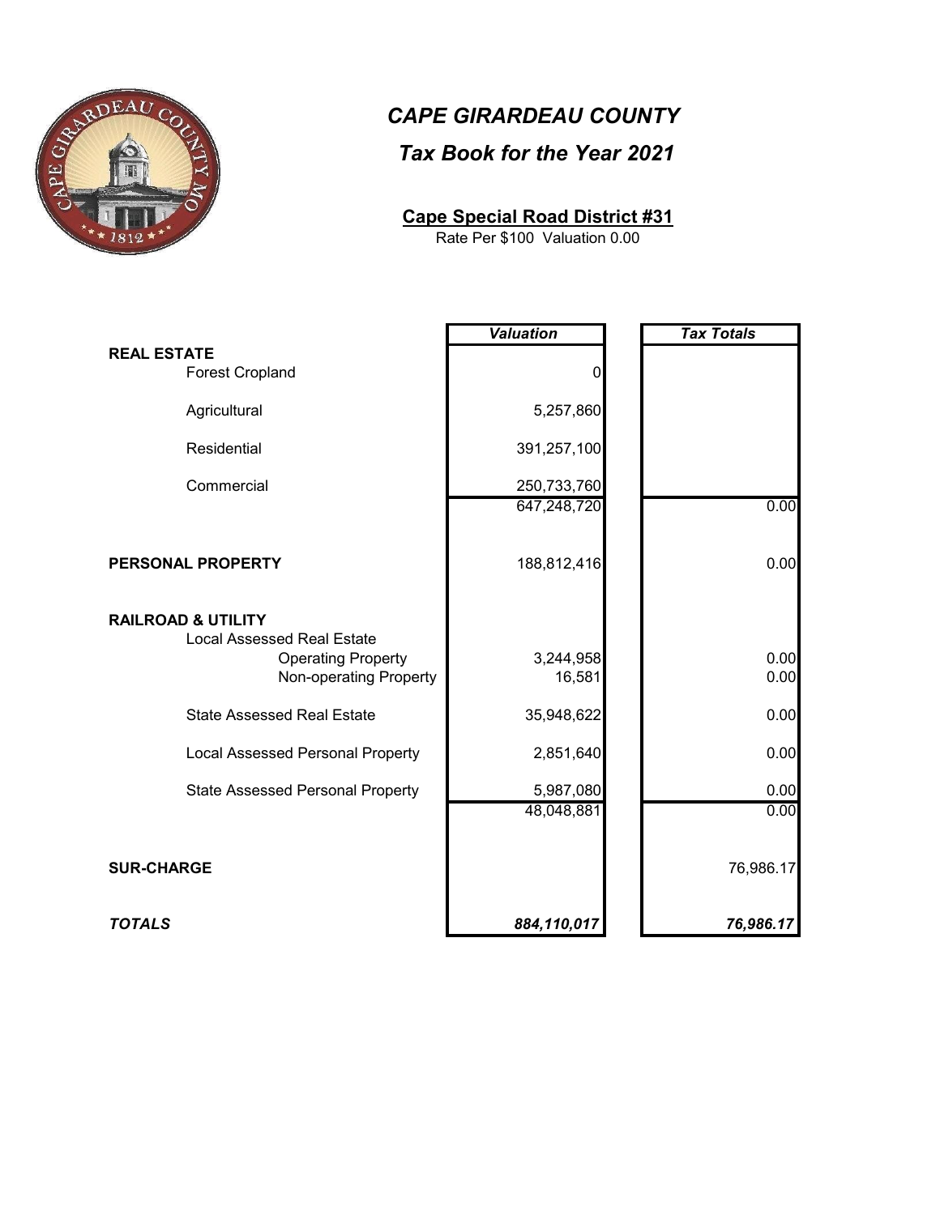# *CAPE GIRARDEAU COUNTY*

## *Tax Book for the Year 2021*

### Cape Special Road District #31

Rate Per $100 Valuation 0.00

| | Valuation | Tax Totals |
|---|---|---|
| **REAL ESTATE** | | |
| Forest Cropland | 0 | |
| Agricultural | 5,257,860 | |
| Residential | 391,257,100 | |
| Commercial | 250,733,760 | |
| | 647,248,720 | 0.00 |
| **PERSONAL PROPERTY** | 188,812,416 | 0.00 |
| **RAILROAD & UTILITY** | | |
| Local Assessed Real Estate | | |
| Operating Property | 3,244,958 | 0.00 |
| Non-operating Property | 16,581 | 0.00 |
| State Assessed Real Estate | 35,948,622 | 0.00 |
| Local Assessed Personal Property | 2,851,640 | 0.00 |
| State Assessed Personal Property | 5,987,080 | 0.00 |
| | 48,048,881 | 0.00 |
| **SUR-CHARGE** | | 76,986.17 |
| ***TOTALS*** | ***884,110,017*** | ***76,986.17*** |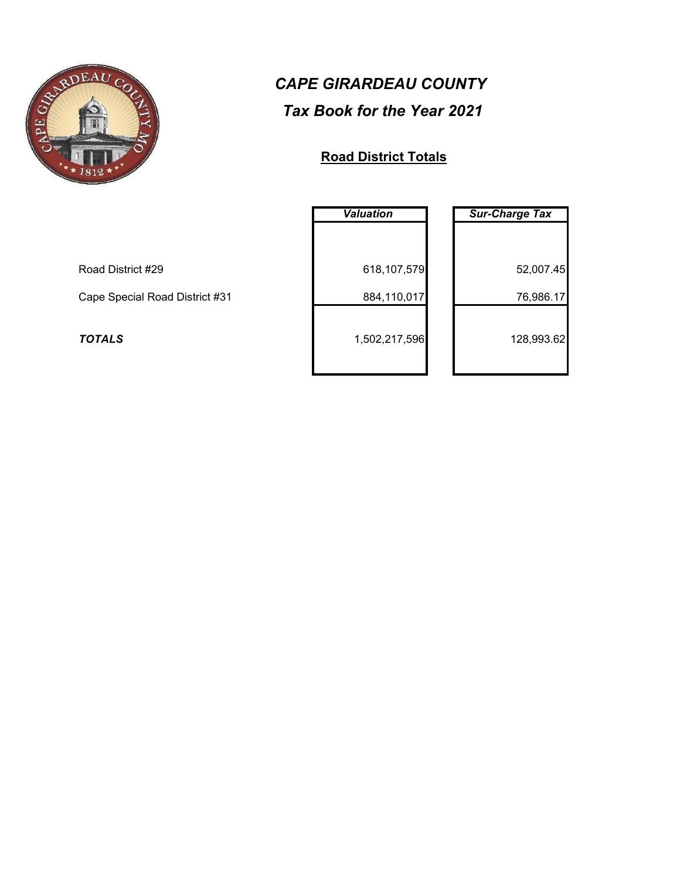# *CAPE GIRARDEAU COUNTY*

## *Tax Book for the Year 2021*

### **Road District Totals**

| | *Valuation* | *Sur-Charge Tax* |
|---|---|---|
| Road District #29 | 618,107,579 | 52,007.45 |
| Cape Special Road District #31 | 884,110,017 | 76,986.17 |
| ***TOTALS*** | 1,502,217,596 | 128,993.62 |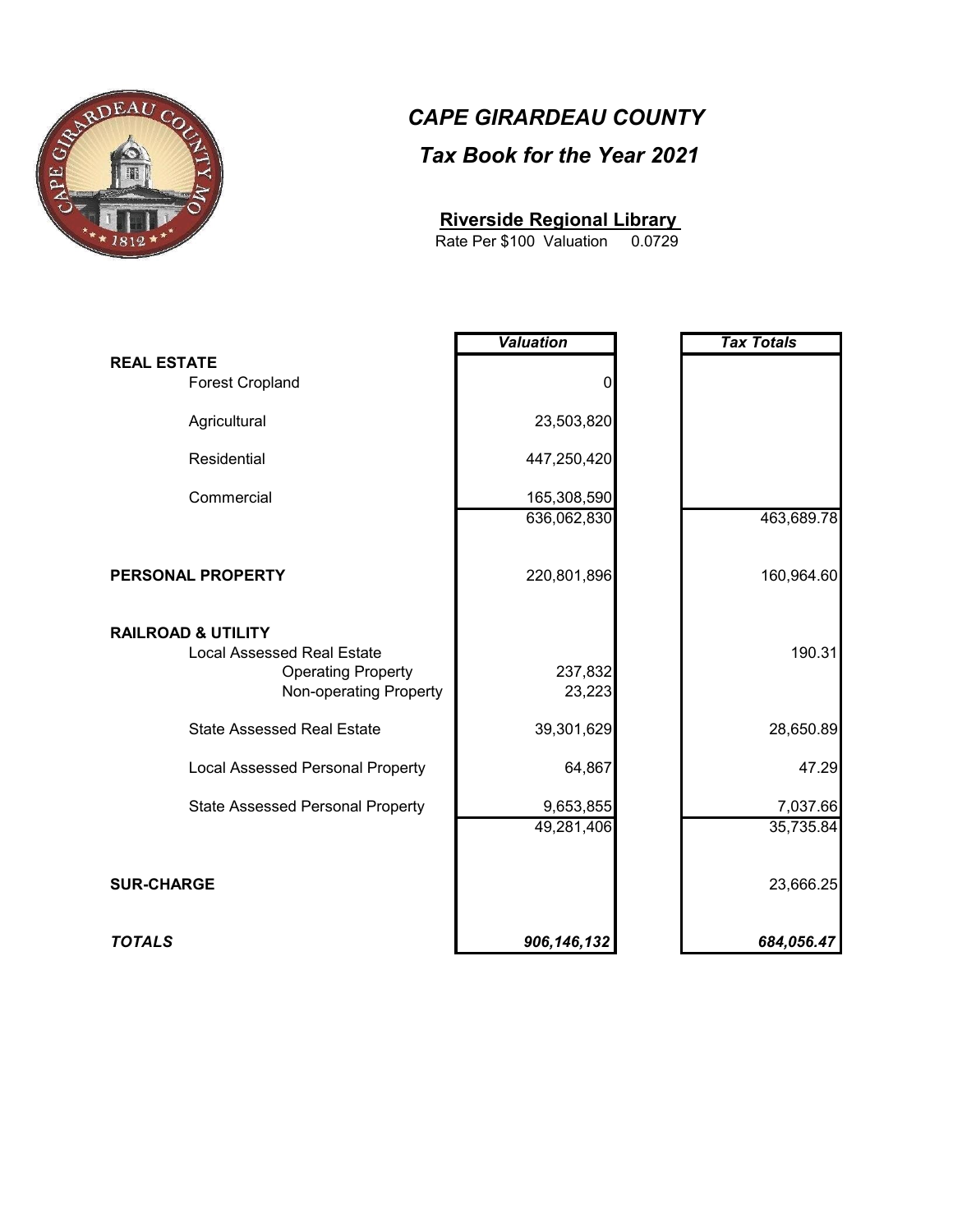# *CAPE GIRARDEAU COUNTY*

## *Tax Book for the Year 2021*

### Riverside Regional Library

Rate Per $100 Valuation 0.0729

| | *Valuation* | *Tax Totals* |
|---|---|---|
| **REAL ESTATE** | | |
| Forest Cropland | 0 | |
| Agricultural | 23,503,820 | |
| Residential | 447,250,420 | |
| Commercial | 165,308,590 | |
| | 636,062,830 | 463,689.78 |
| **PERSONAL PROPERTY** | 220,801,896 | 160,964.60 |
| **RAILROAD & UTILITY** | | |
| Local Assessed Real Estate | | 190.31 |
| Operating Property | 237,832 | |
| Non-operating Property | 23,223 | |
| State Assessed Real Estate | 39,301,629 | 28,650.89 |
| Local Assessed Personal Property | 64,867 | 47.29 |
| State Assessed Personal Property | 9,653,855 | 7,037.66 |
| | 49,281,406 | 35,735.84 |
| **SUR-CHARGE** | | 23,666.25 |
| ***TOTALS*** | ***906,146,132*** | ***684,056.47*** |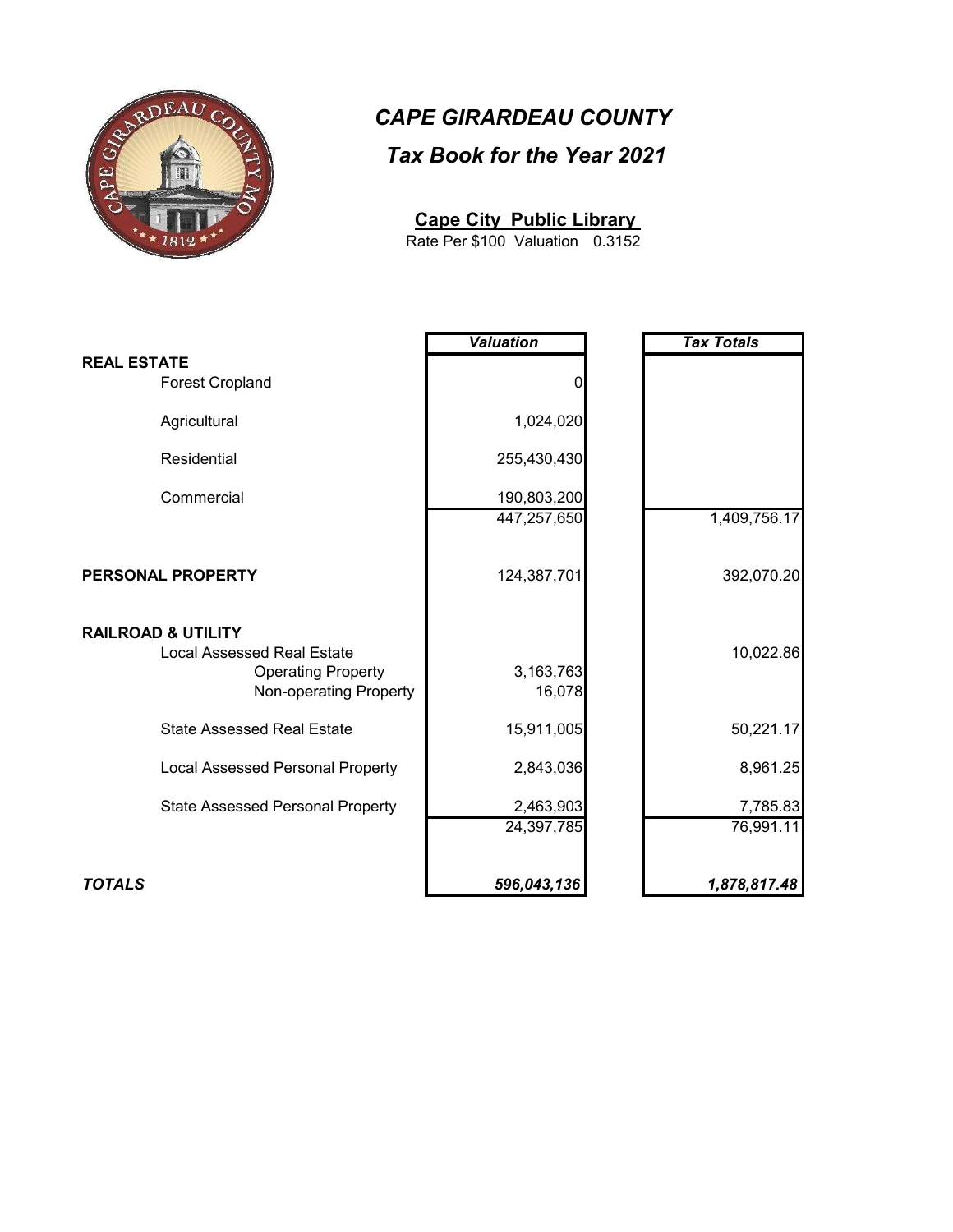# *CAPE GIRARDEAU COUNTY*

## *Tax Book for the Year 2021*

**Cape City Public Library**

Rate Per $100 Valuation 0.3152

| | Valuation | Tax Totals |
|---|---|---|
| **REAL ESTATE** | | |
| Forest Cropland | 0 | |
| Agricultural | 1,024,020 | |
| Residential | 255,430,430 | |
| Commercial | 190,803,200 | |
| | 447,257,650 | 1,409,756.17 |
| **PERSONAL PROPERTY** | 124,387,701 | 392,070.20 |
| **RAILROAD & UTILITY** | | |
| Local Assessed Real Estate | | 10,022.86 |
| Operating Property | 3,163,763 | |
| Non-operating Property | 16,078 | |
| State Assessed Real Estate | 15,911,005 | 50,221.17 |
| Local Assessed Personal Property | 2,843,036 | 8,961.25 |
| State Assessed Personal Property | 2,463,903 | 7,785.83 |
| | 24,397,785 | 76,991.11 |
| ***TOTALS*** | ***596,043,136*** | ***1,878,817.48*** |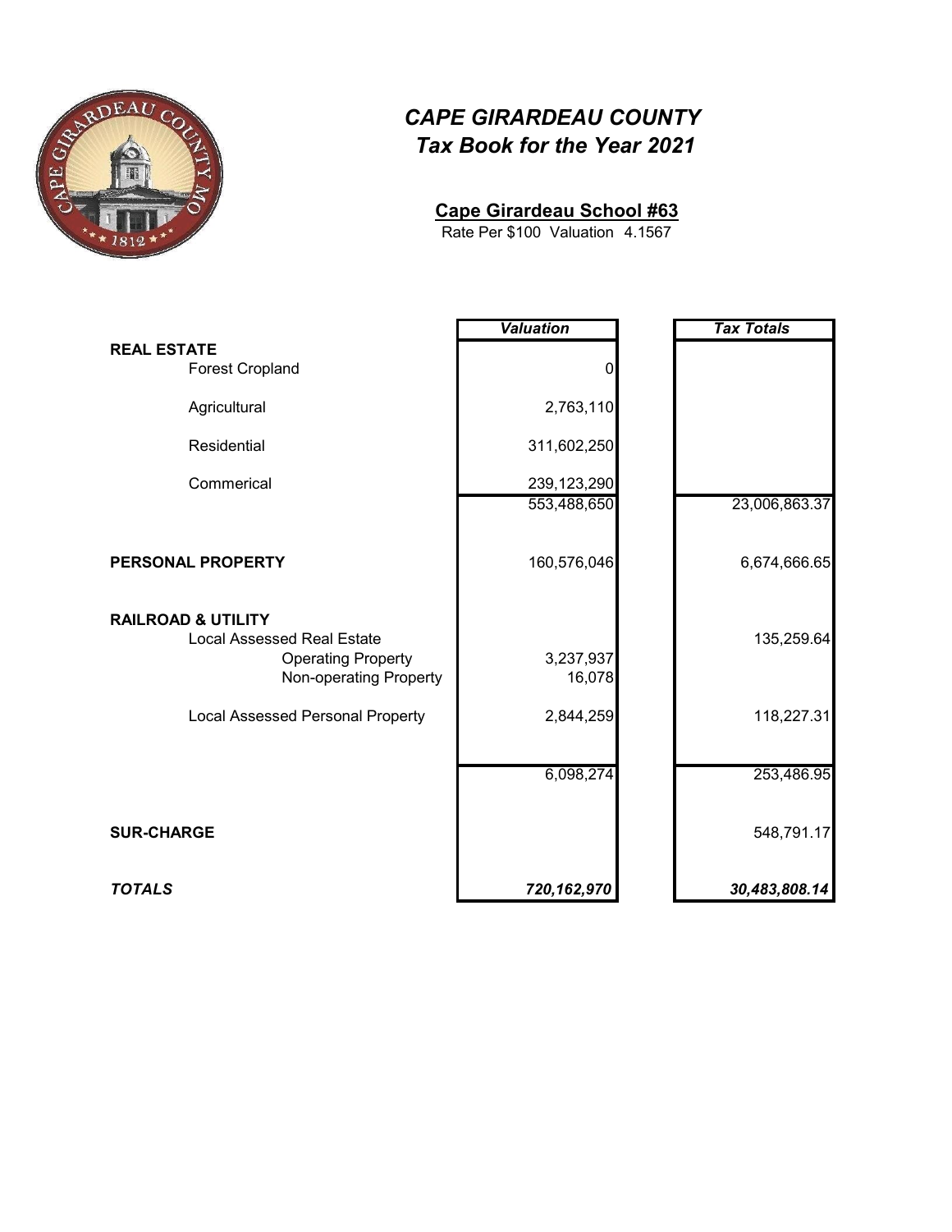# *CAPE GIRARDEAU COUNTY*
## *Tax Book for the Year 2021*

**Cape Girardeau School #63**

Rate Per $100 Valuation 4.1567

| | *Valuation* | *Tax Totals* |
|---|---|---|
| **REAL ESTATE** | | |
| Forest Cropland | 0 | |
| Agricultural | 2,763,110 | |
| Residential | 311,602,250 | |
| Commerical | 239,123,290 | |
| | 553,488,650 | 23,006,863.37 |
| **PERSONAL PROPERTY** | 160,576,046 | 6,674,666.65 |
| **RAILROAD & UTILITY** | | |
| Local Assessed Real Estate | | 135,259.64 |
| Operating Property | 3,237,937 | |
| Non-operating Property | 16,078 | |
| Local Assessed Personal Property | 2,844,259 | 118,227.31 |
| | 6,098,274 | 253,486.95 |
| **SUR-CHARGE** | | 548,791.17 |
| ***TOTALS*** | ***720,162,970*** | ***30,483,808.14*** |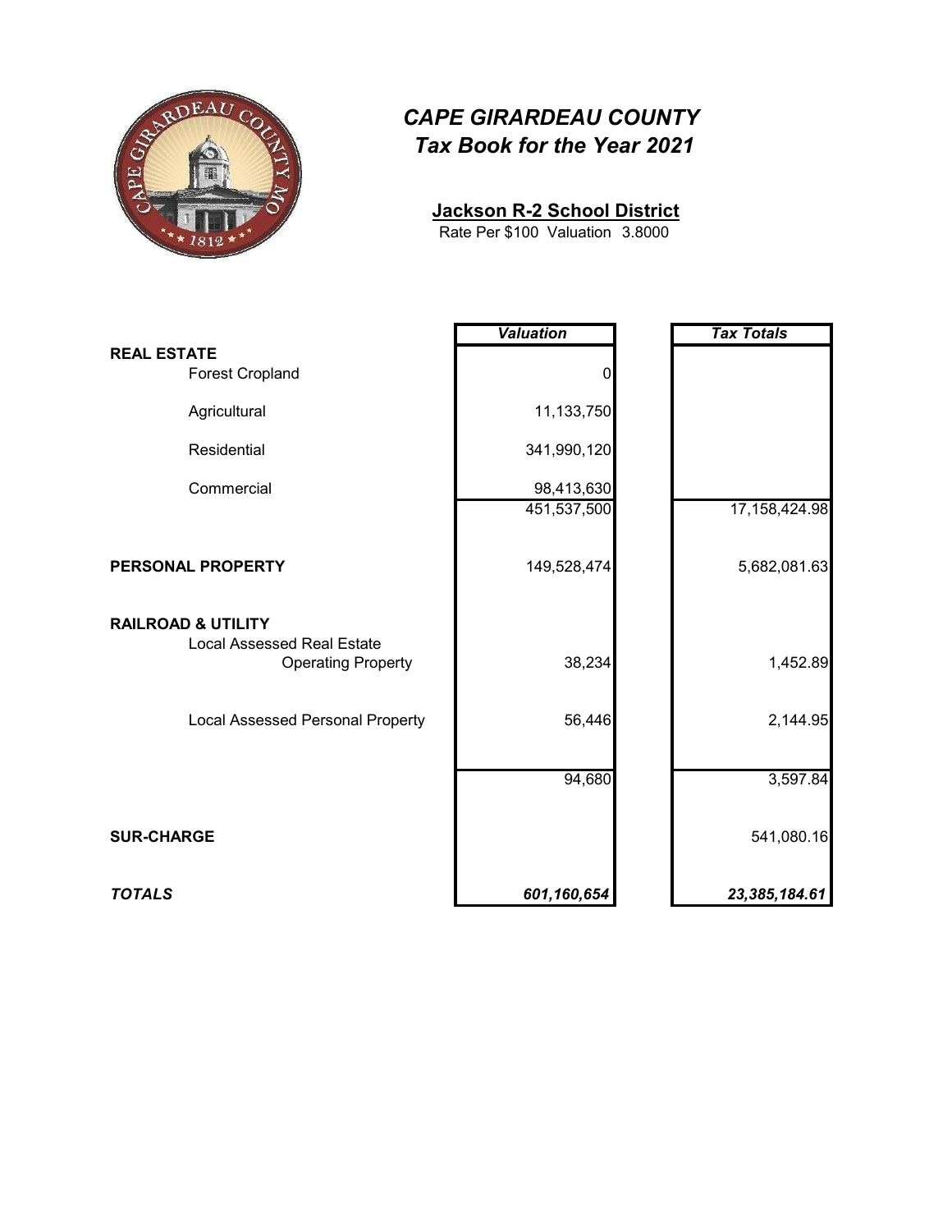# *CAPE GIRARDEAU COUNTY*
## *Tax Book for the Year 2021*

### Jackson R-2 School District
Rate Per $100 Valuation 3.8000

| | *Valuation* | *Tax Totals* |
|---|---|---|
| **REAL ESTATE** | | |
| Forest Cropland | 0 | |
| Agricultural | 11,133,750 | |
| Residential | 341,990,120 | |
| Commercial | 98,413,630 | |
| | 451,537,500 | 17,158,424.98 |
| **PERSONAL PROPERTY** | 149,528,474 | 5,682,081.63 |
| **RAILROAD & UTILITY** | | |
| Local Assessed Real Estate Operating Property | 38,234 | 1,452.89 |
| Local Assessed Personal Property | 56,446 | 2,144.95 |
| | 94,680 | 3,597.84 |
| **SUR-CHARGE** | | 541,080.16 |
| ***TOTALS*** | ***601,160,654*** | ***23,385,184.61*** |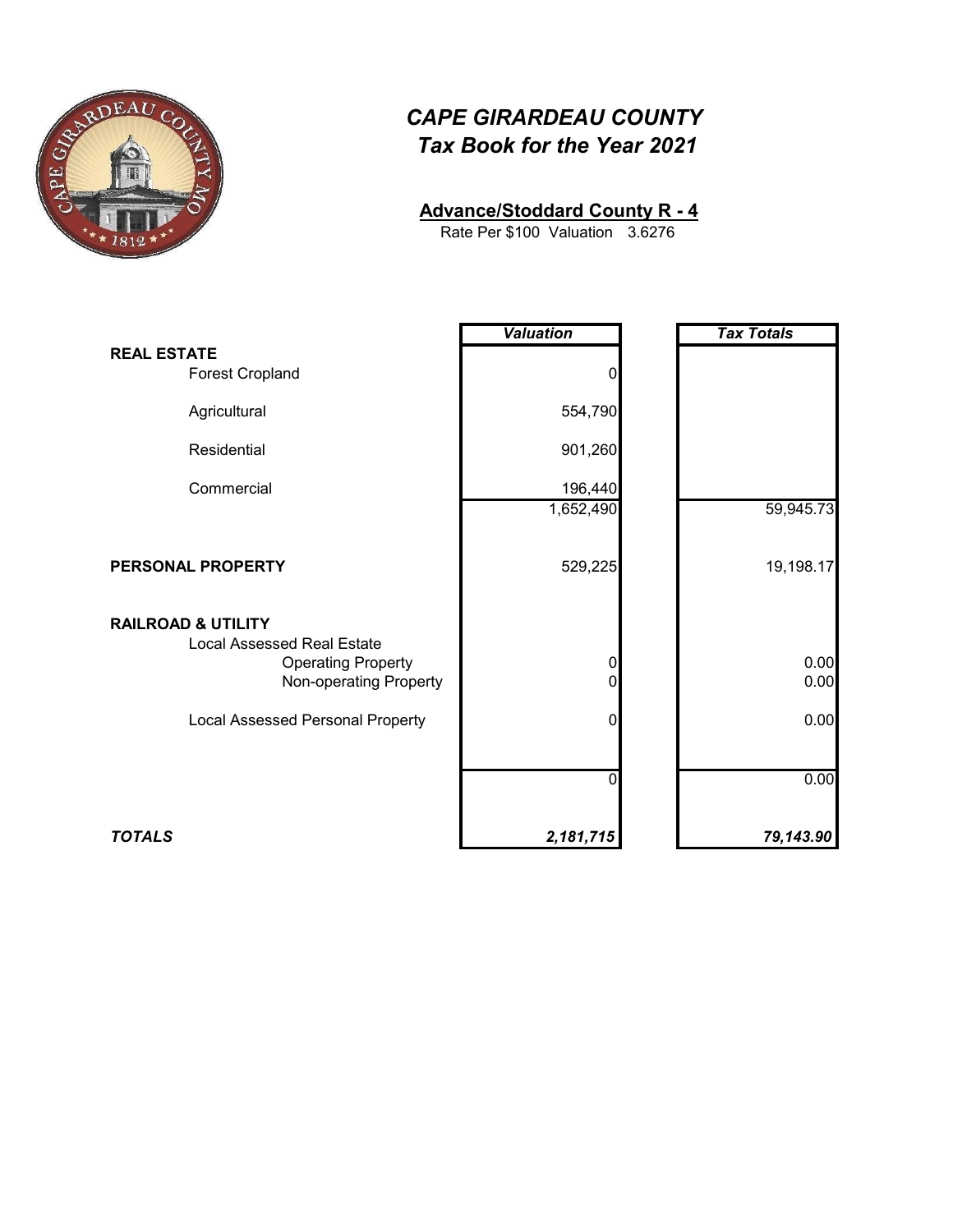# *CAPE GIRARDEAU COUNTY*
## *Tax Book for the Year 2021*

### **Advance/Stoddard County R - 4**
Rate Per $100 Valuation 3.6276

| | *Valuation* | *Tax Totals* |
|---|---|---|
| **REAL ESTATE** | | |
| Forest Cropland | 0 | |
| Agricultural | 554,790 | |
| Residential | 901,260 | |
| Commercial | 196,440 | |
| | 1,652,490 | 59,945.73 |
| **PERSONAL PROPERTY** | 529,225 | 19,198.17 |
| **RAILROAD & UTILITY** | | |
| Local Assessed Real Estate | | |
| Operating Property | 0 | 0.00 |
| Non-operating Property | 0 | 0.00 |
| Local Assessed Personal Property | 0 | 0.00 |
| | 0 | 0.00 |
| ***TOTALS*** | ***2,181,715*** | ***79,143.90*** |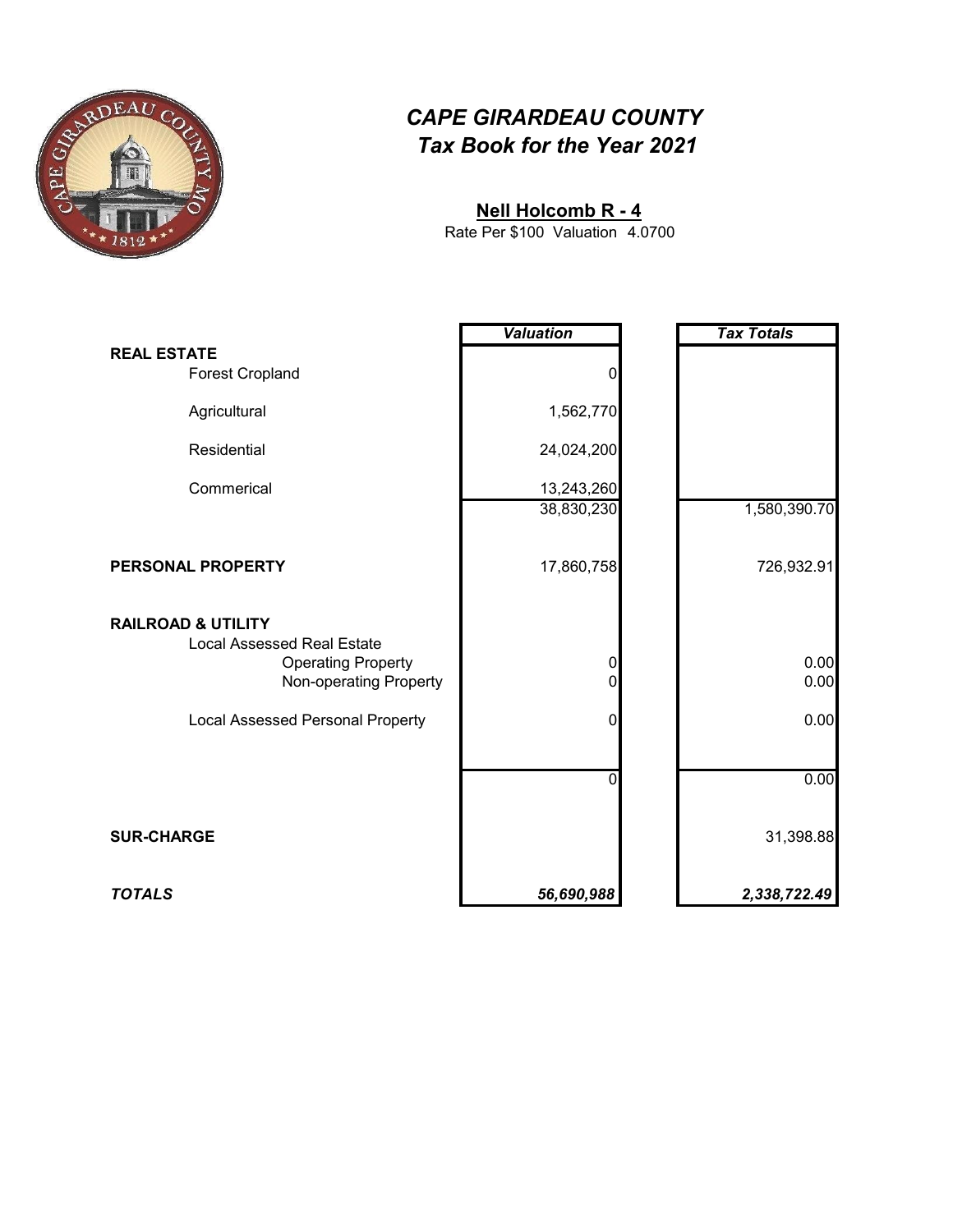# *CAPE GIRARDEAU COUNTY*
## *Tax Book for the Year 2021*

**Nell Holcomb R - 4**

Rate Per $100 Valuation 4.0700

| | *Valuation* | *Tax Totals* |
|---|---|---|
| **REAL ESTATE** | | |
| Forest Cropland | 0 | |
| Agricultural | 1,562,770 | |
| Residential | 24,024,200 | |
| Commerical | 13,243,260 | |
| | 38,830,230 | 1,580,390.70 |
| **PERSONAL PROPERTY** | 17,860,758 | 726,932.91 |
| **RAILROAD & UTILITY** | | |
| Local Assessed Real Estate | | |
| Operating Property | 0 | 0.00 |
| Non-operating Property | 0 | 0.00 |
| Local Assessed Personal Property | 0 | 0.00 |
| | 0 | 0.00 |
| **SUR-CHARGE** | | 31,398.88 |
| ***TOTALS*** | ***56,690,988*** | ***2,338,722.49*** |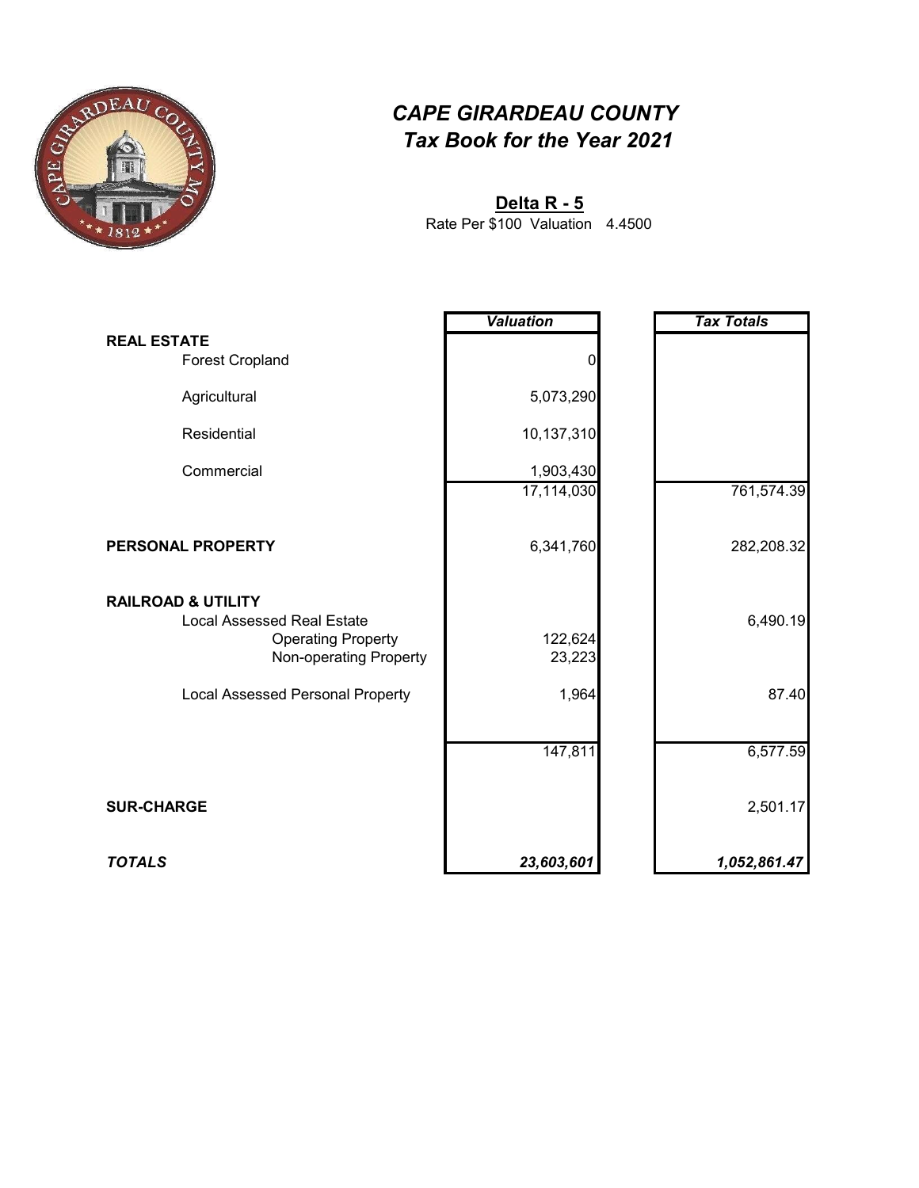# CAPE GIRARDEAU COUNTY
## *Tax Book for the Year 2021*

**Delta R - 5**

Rate Per $100 Valuation 4.4500

| | *Valuation* | *Tax Totals* |
|---|---|---|
| **REAL ESTATE** | | |
| Forest Cropland | 0 | |
| Agricultural | 5,073,290 | |
| Residential | 10,137,310 | |
| Commercial | 1,903,430 | |
| | 17,114,030 | 761,574.39 |
| **PERSONAL PROPERTY** | 6,341,760 | 282,208.32 |
| **RAILROAD & UTILITY** | | |
| Local Assessed Real Estate | | 6,490.19 |
| Operating Property | 122,624 | |
| Non-operating Property | 23,223 | |
| Local Assessed Personal Property | 1,964 | 87.40 |
| | 147,811 | 6,577.59 |
| **SUR-CHARGE** | | 2,501.17 |
| ***TOTALS*** | ***23,603,601*** | ***1,052,861.47*** |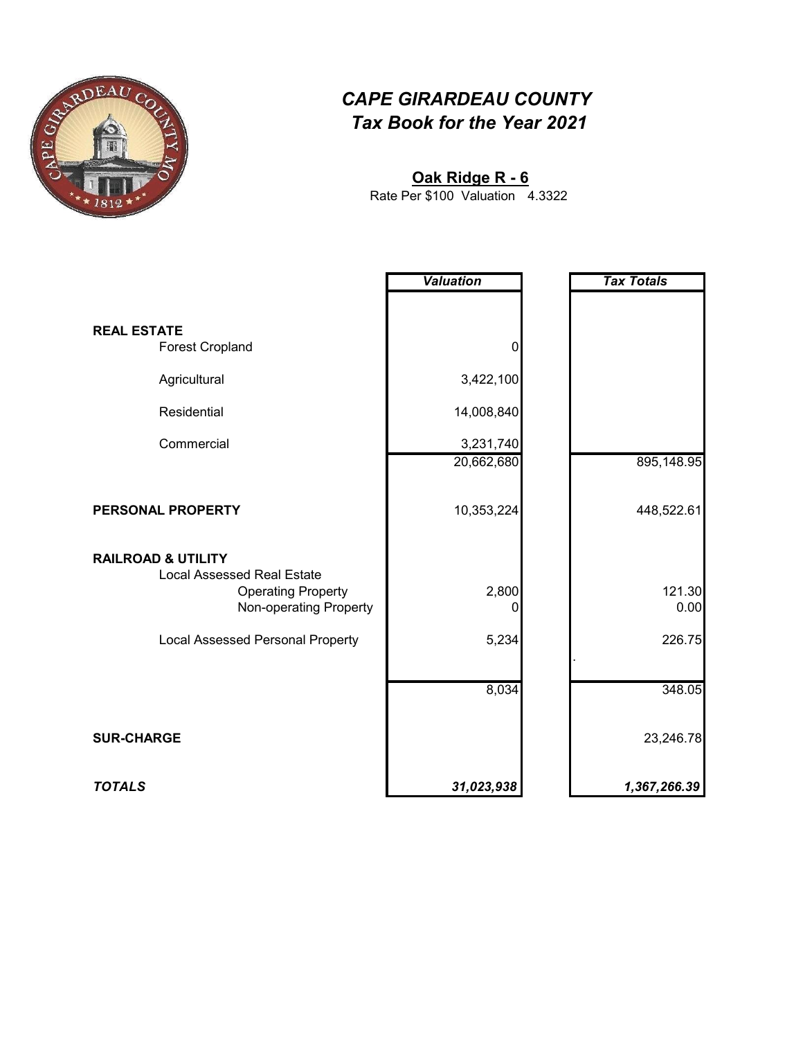# *CAPE GIRARDEAU COUNTY*
## *Tax Book for the Year 2021*

**Oak Ridge R - 6**

Rate Per $100 Valuation 4.3322

| | *Valuation* | *Tax Totals* |
|---|---|---|
| **REAL ESTATE** | | |
| Forest Cropland | 0 | |
| Agricultural | 3,422,100 | |
| Residential | 14,008,840 | |
| Commercial | 3,231,740 | |
| | 20,662,680 | 895,148.95 |
| **PERSONAL PROPERTY** | 10,353,224 | 448,522.61 |
| **RAILROAD & UTILITY** | | |
| Local Assessed Real Estate | | |
| Operating Property | 2,800 | 121.30 |
| Non-operating Property | 0 | 0.00 |
| Local Assessed Personal Property | 5,234 | 226.75 |
| | 8,034 | 348.05 |
| **SUR-CHARGE** | | 23,246.78 |
| ***TOTALS*** | ***31,023,938*** | ***1,367,266.39*** |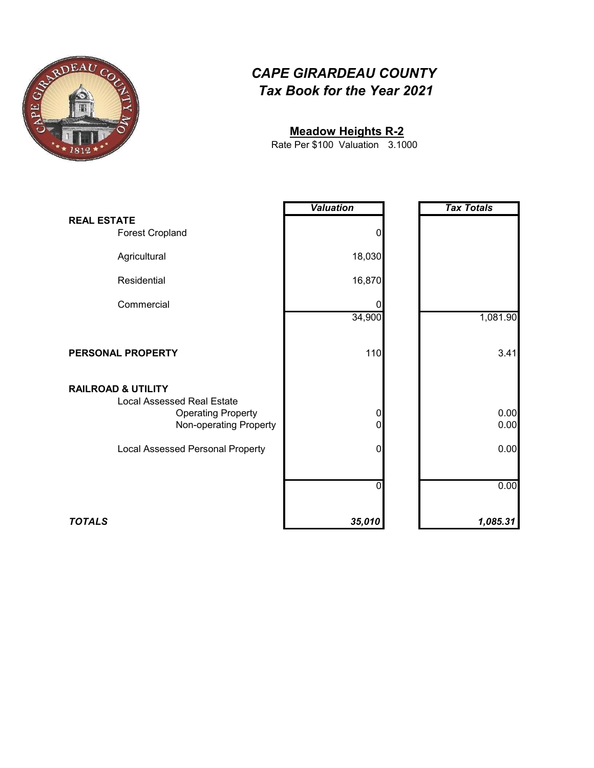# *CAPE GIRARDEAU COUNTY*
# *Tax Book for the Year 2021*

## Meadow Heights R-2

Rate Per $100 Valuation 3.1000

| | *Valuation* | *Tax Totals* |
|---|---|---|
| **REAL ESTATE** | | |
| Forest Cropland | 0 | |
| Agricultural | 18,030 | |
| Residential | 16,870 | |
| Commercial | 0 | |
| | 34,900 | 1,081.90 |
| **PERSONAL PROPERTY** | 110 | 3.41 |
| **RAILROAD & UTILITY** | | |
| Local Assessed Real Estate | | |
| Operating Property | 0 | 0.00 |
| Non-operating Property | 0 | 0.00 |
| Local Assessed Personal Property | 0 | 0.00 |
| | 0 | 0.00 |
| ***TOTALS*** | ***35,010*** | ***1,085.31*** |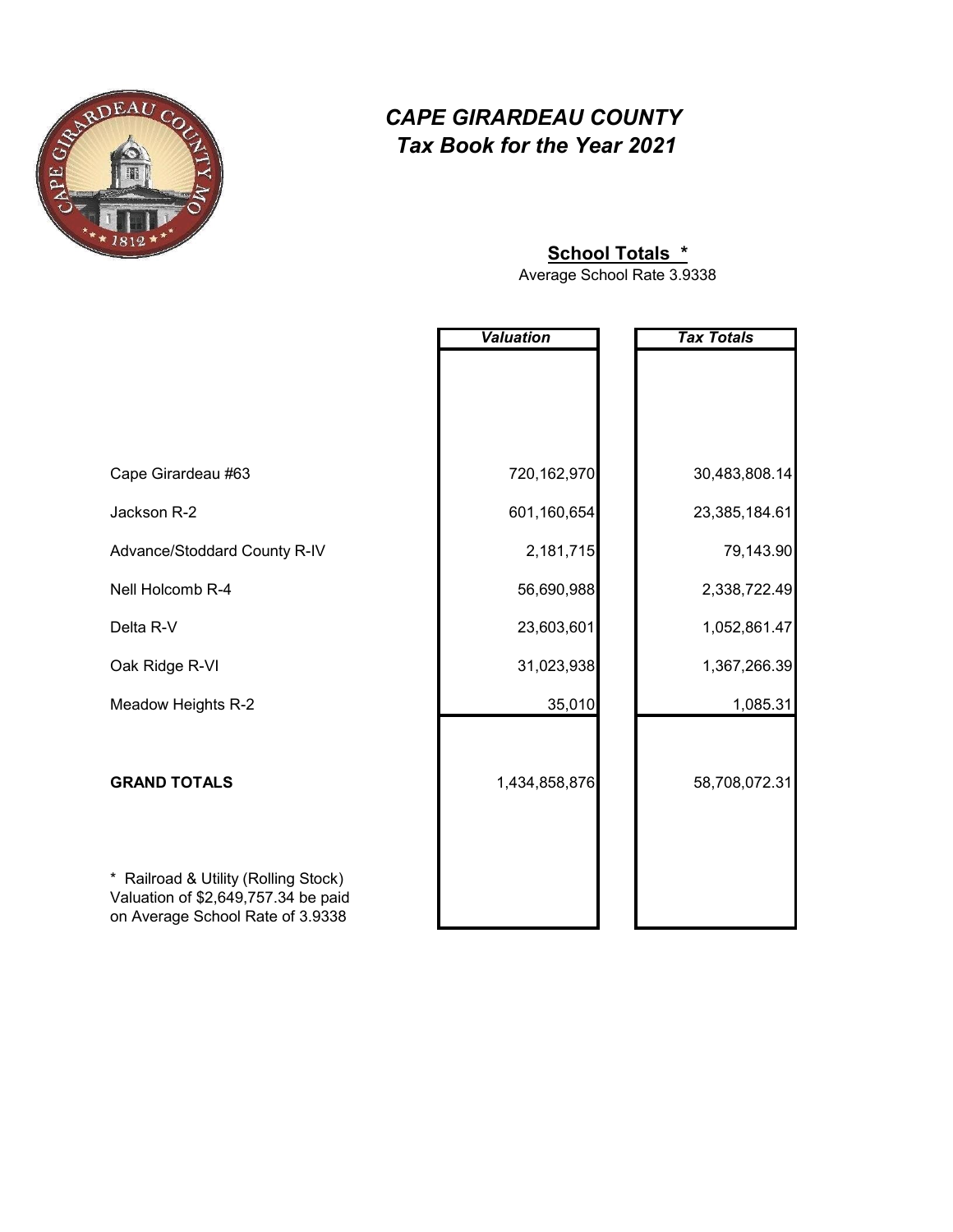# *CAPE GIRARDEAU COUNTY*
## *Tax Book for the Year 2021*

### School Totals *

Average School Rate 3.9338

| | *Valuation* | *Tax Totals* |
|---|---|---|
| Cape Girardeau #63 | 720,162,970 | 30,483,808.14 |
| Jackson R-2 | 601,160,654 | 23,385,184.61 |
| Advance/Stoddard County R-IV | 2,181,715 | 79,143.90 |
| Nell Holcomb R-4 | 56,690,988 | 2,338,722.49 |
| Delta R-V | 23,603,601 | 1,052,861.47 |
| Oak Ridge R-VI | 31,023,938 | 1,367,266.39 |
| Meadow Heights R-2 | 35,010 | 1,085.31 |
| **GRAND TOTALS** | 1,434,858,876 | 58,708,072.31 |

* Railroad & Utility (Rolling Stock) Valuation of $2,649,757.34 be paid on Average School Rate of 3.9338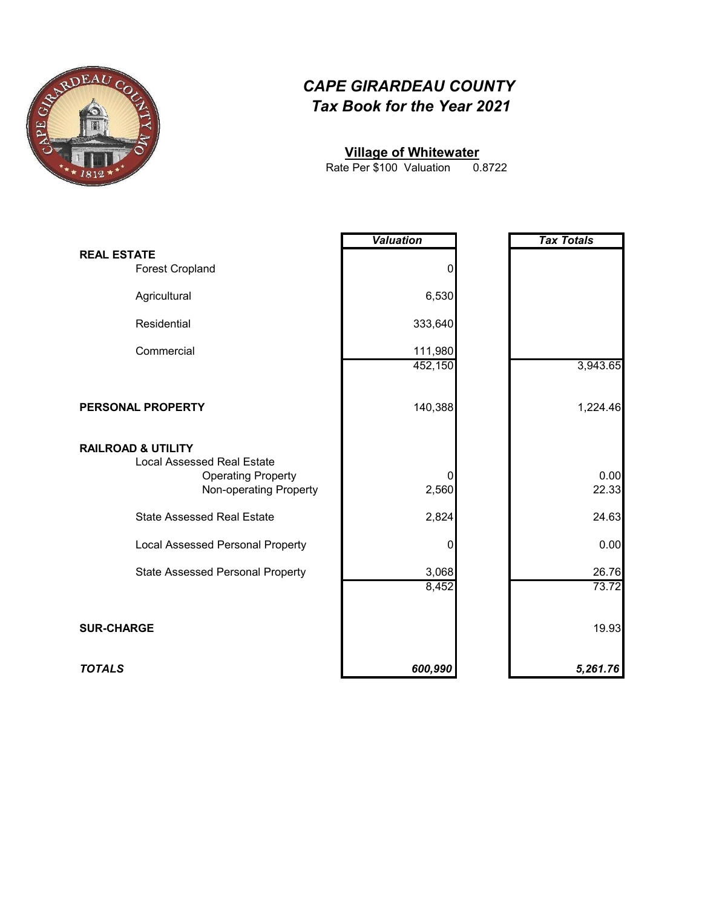# *CAPE GIRARDEAU COUNTY*
## *Tax Book for the Year 2021*

### Village of Whitewater

Rate Per $100 Valuation 0.8722

| | *Valuation* | *Tax Totals* |
|---|---|---|
| **REAL ESTATE** | | |
| Forest Cropland | 0 | |
| Agricultural | 6,530 | |
| Residential | 333,640 | |
| Commercial | 111,980 | |
| | 452,150 | 3,943.65 |
| **PERSONAL PROPERTY** | 140,388 | 1,224.46 |
| **RAILROAD & UTILITY** | | |
| Local Assessed Real Estate | | |
| Operating Property | 0 | 0.00 |
| Non-operating Property | 2,560 | 22.33 |
| State Assessed Real Estate | 2,824 | 24.63 |
| Local Assessed Personal Property | 0 | 0.00 |
| State Assessed Personal Property | 3,068 | 26.76 |
| | 8,452 | 73.72 |
| **SUR-CHARGE** | | 19.93 |
| ***TOTALS*** | ***600,990*** | ***5,261.76*** |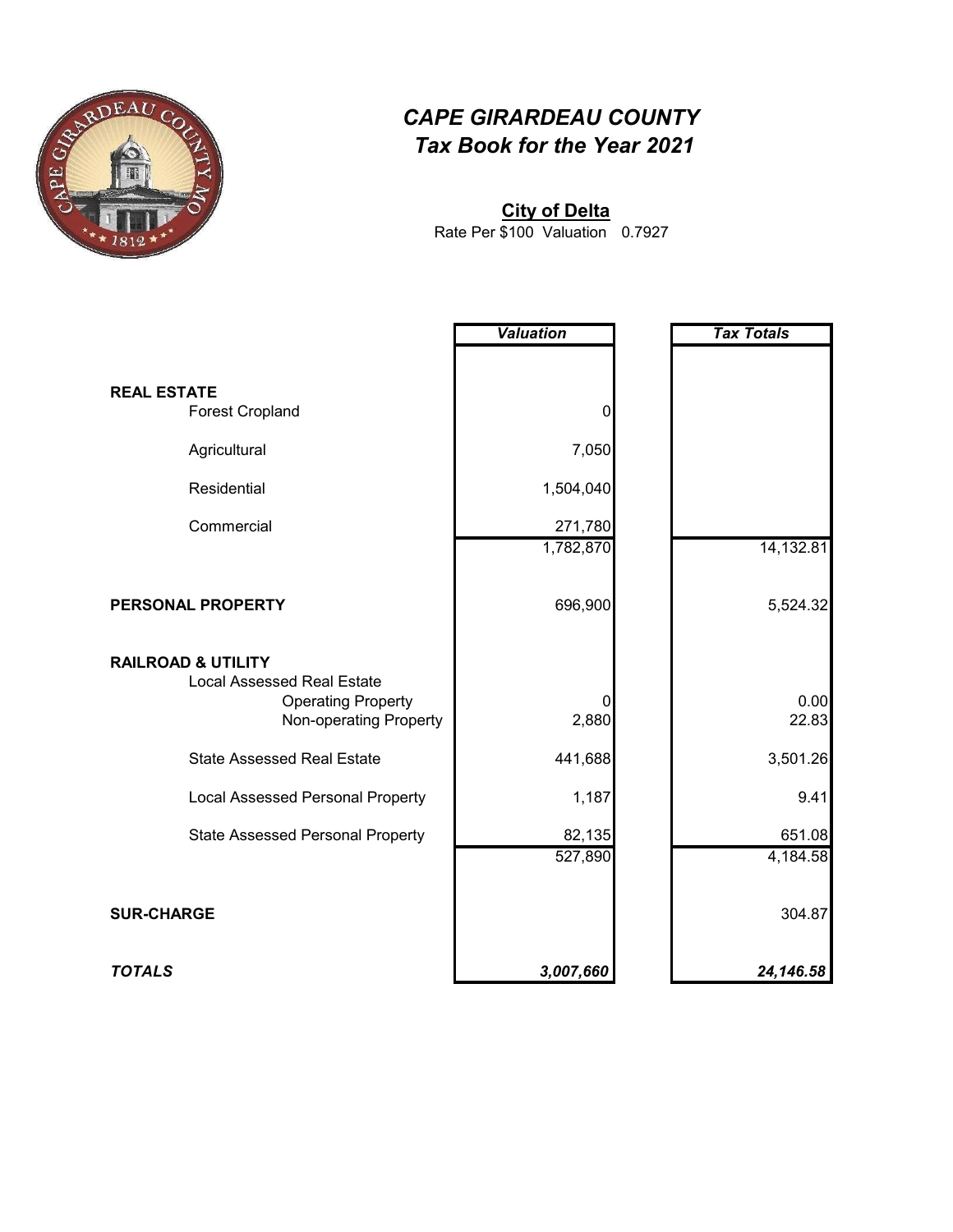# *CAPE GIRARDEAU COUNTY*
## *Tax Book for the Year 2021*

**City of Delta**

Rate Per $100 Valuation 0.7927

| | *Valuation* | *Tax Totals* |
|---|---|---|
| **REAL ESTATE** | | |
| Forest Cropland | 0 | |
| Agricultural | 7,050 | |
| Residential | 1,504,040 | |
| Commercial | 271,780 | |
| | 1,782,870 | 14,132.81 |
| **PERSONAL PROPERTY** | 696,900 | 5,524.32 |
| **RAILROAD & UTILITY** | | |
| Local Assessed Real Estate | | |
| Operating Property | 0 | 0.00 |
| Non-operating Property | 2,880 | 22.83 |
| State Assessed Real Estate | 441,688 | 3,501.26 |
| Local Assessed Personal Property | 1,187 | 9.41 |
| State Assessed Personal Property | 82,135 | 651.08 |
| | 527,890 | 4,184.58 |
| **SUR-CHARGE** | | 304.87 |
| ***TOTALS*** | ***3,007,660*** | ***24,146.58*** |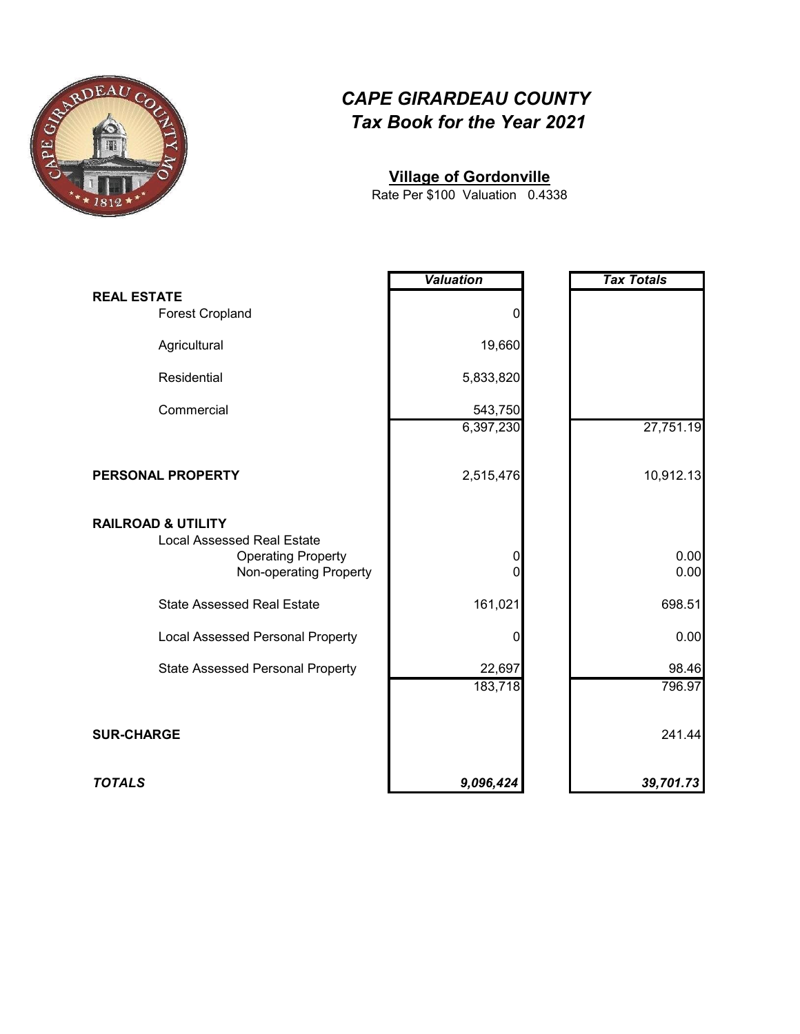# CAPE GIRARDEAU COUNTY
## Tax Book for the Year 2021

**Village of Gordonville**

Rate Per $100 Valuation 0.4338

| | Valuation | Tax Totals |
|---|---|---|
| **REAL ESTATE** | | |
| Forest Cropland | 0 | |
| Agricultural | 19,660 | |
| Residential | 5,833,820 | |
| Commercial | 543,750 | |
| | 6,397,230 | 27,751.19 |
| **PERSONAL PROPERTY** | 2,515,476 | 10,912.13 |
| **RAILROAD & UTILITY** | | |
| Local Assessed Real Estate | | |
| Operating Property | 0 | 0.00 |
| Non-operating Property | 0 | 0.00 |
| State Assessed Real Estate | 161,021 | 698.51 |
| Local Assessed Personal Property | 0 | 0.00 |
| State Assessed Personal Property | 22,697 | 98.46 |
| | 183,718 | 796.97 |
| **SUR-CHARGE** | | 241.44 |
| ***TOTALS*** | ***9,096,424*** | ***39,701.73*** |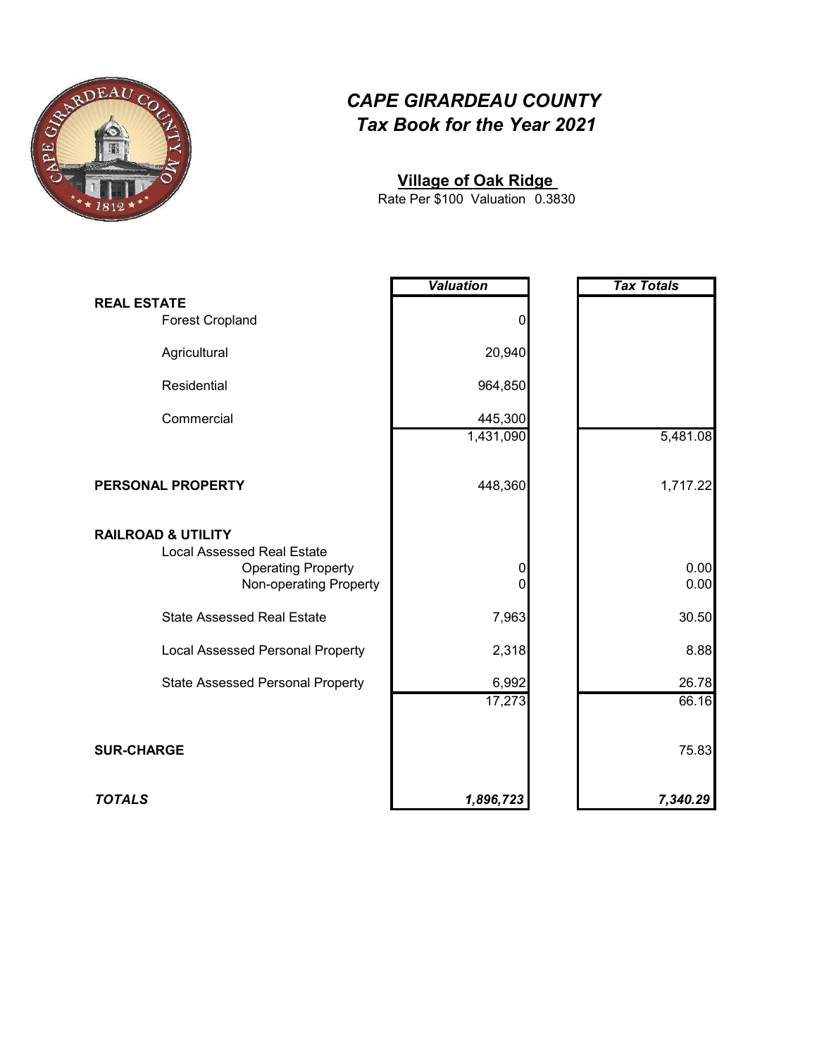# *CAPE GIRARDEAU COUNTY*
# *Tax Book for the Year 2021*

## Village of Oak Ridge

Rate Per $100 Valuation 0.3830

| | *Valuation* | *Tax Totals* |
|---|---|---|
| **REAL ESTATE** | | |
| Forest Cropland | 0 | |
| Agricultural | 20,940 | |
| Residential | 964,850 | |
| Commercial | 445,300 | |
| | 1,431,090 | 5,481.08 |
| **PERSONAL PROPERTY** | 448,360 | 1,717.22 |
| **RAILROAD & UTILITY** | | |
| Local Assessed Real Estate | | |
| Operating Property | 0 | 0.00 |
| Non-operating Property | 0 | 0.00 |
| State Assessed Real Estate | 7,963 | 30.50 |
| Local Assessed Personal Property | 2,318 | 8.88 |
| State Assessed Personal Property | 6,992 | 26.78 |
| | 17,273 | 66.16 |
| **SUR-CHARGE** | | 75.83 |
| ***TOTALS*** | ***1,896,723*** | ***7,340.29*** |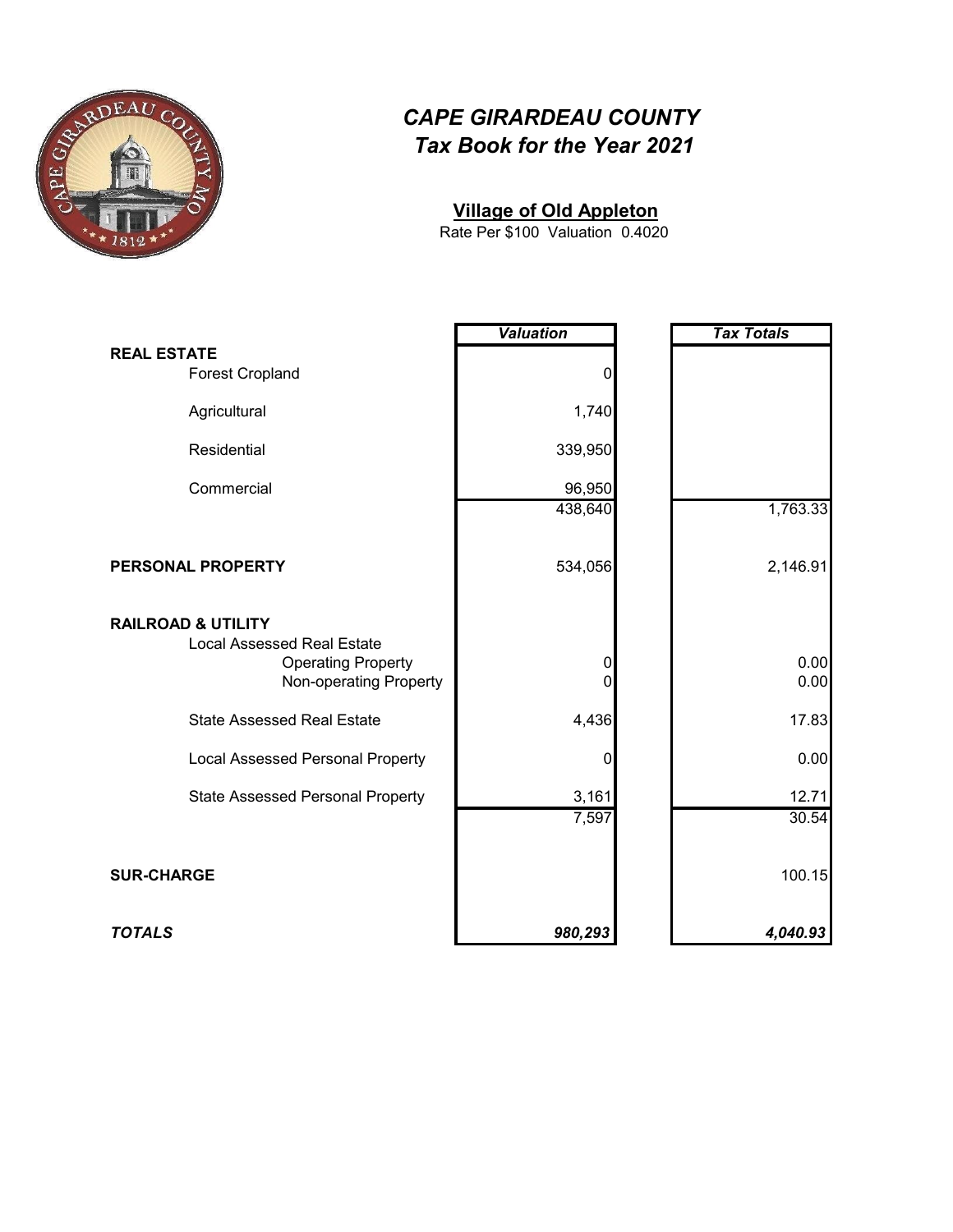# CAPE GIRARDEAU COUNTY
## *Tax Book for the Year 2021*

**Village of Old Appleton**

Rate Per $100 Valuation 0.4020

| | *Valuation* | *Tax Totals* |
|---|---|---|
| **REAL ESTATE** | | |
| Forest Cropland | 0 | |
| Agricultural | 1,740 | |
| Residential | 339,950 | |
| Commercial | 96,950 | |
| | 438,640 | 1,763.33 |
| **PERSONAL PROPERTY** | 534,056 | 2,146.91 |
| **RAILROAD & UTILITY** | | |
| Local Assessed Real Estate | | |
| Operating Property | 0 | 0.00 |
| Non-operating Property | 0 | 0.00 |
| State Assessed Real Estate | 4,436 | 17.83 |
| Local Assessed Personal Property | 0 | 0.00 |
| State Assessed Personal Property | 3,161 | 12.71 |
| | 7,597 | 30.54 |
| **SUR-CHARGE** | | 100.15 |
| ***TOTALS*** | ***980,293*** | ***4,040.93*** |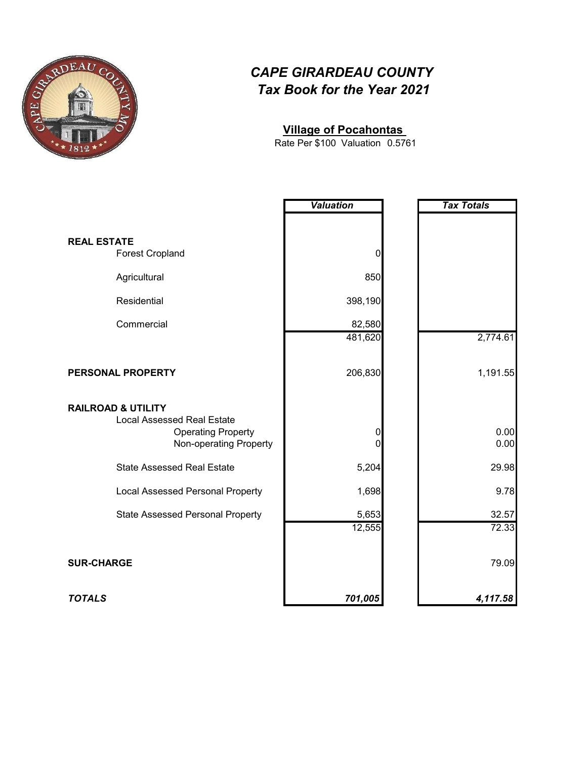# *CAPE GIRARDEAU COUNTY*
## *Tax Book for the Year 2021*

**Village of Pocahontas**

Rate Per $100 Valuation 0.5761

| | *Valuation* | *Tax Totals* |
|---|---|---|
| **REAL ESTATE** | | |
| Forest Cropland | 0 | |
| Agricultural | 850 | |
| Residential | 398,190 | |
| Commercial | 82,580 | |
| | 481,620 | 2,774.61 |
| **PERSONAL PROPERTY** | 206,830 | 1,191.55 |
| **RAILROAD & UTILITY** | | |
| Local Assessed Real Estate | | |
| Operating Property | 0 | 0.00 |
| Non-operating Property | 0 | 0.00 |
| State Assessed Real Estate | 5,204 | 29.98 |
| Local Assessed Personal Property | 1,698 | 9.78 |
| State Assessed Personal Property | 5,653 | 32.57 |
| | 12,555 | 72.33 |
| **SUR-CHARGE** | | 79.09 |
| ***TOTALS*** | ***701,005*** | ***4,117.58*** |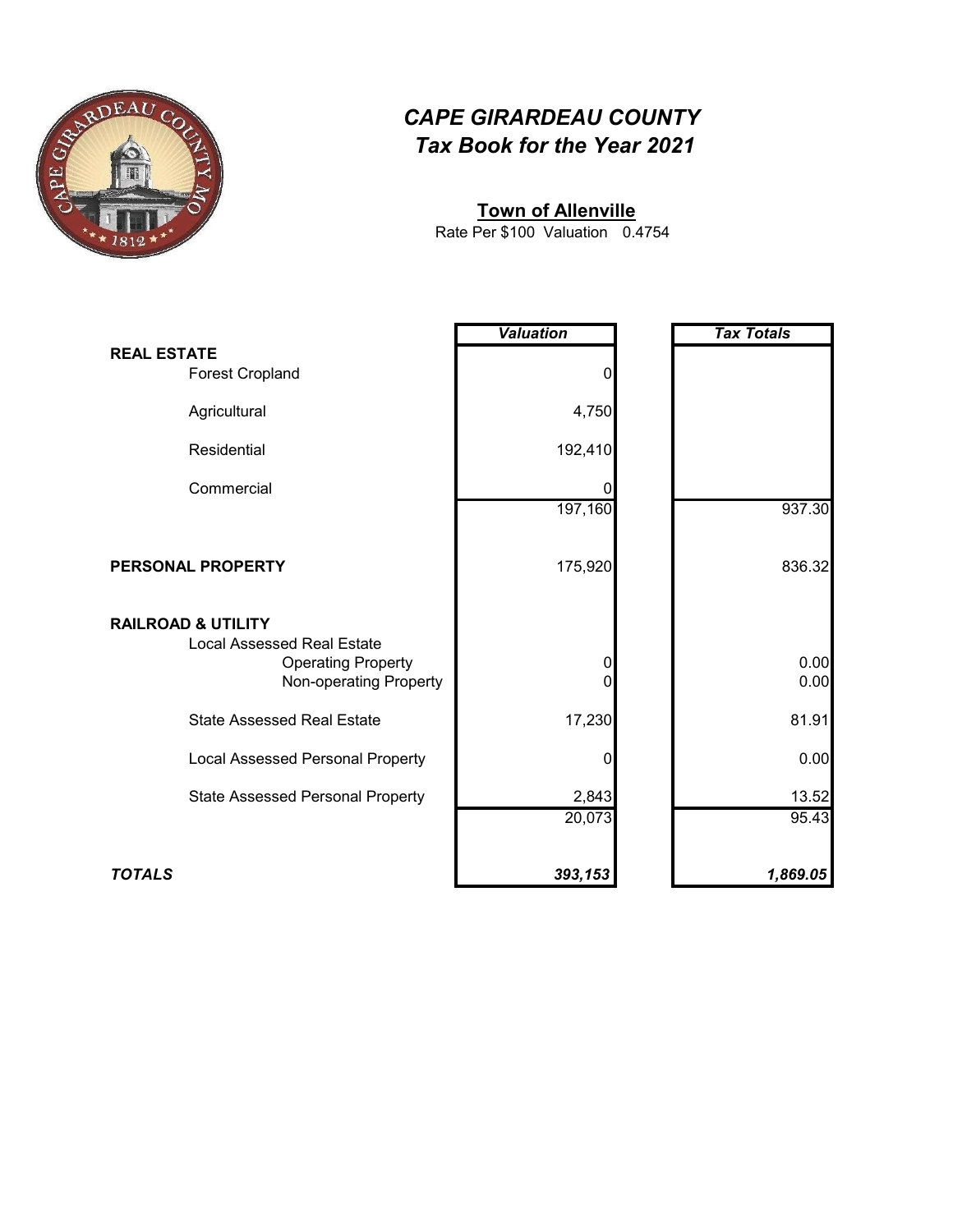# *CAPE GIRARDEAU COUNTY*
## *Tax Book for the Year 2021*

**Town of Allenville**

Rate Per $100 Valuation 0.4754

| | *Valuation* | *Tax Totals* |
|---|---|---|
| **REAL ESTATE** | | |
| Forest Cropland | 0 | |
| Agricultural | 4,750 | |
| Residential | 192,410 | |
| Commercial | 0 | |
| | 197,160 | 937.30 |
| **PERSONAL PROPERTY** | 175,920 | 836.32 |
| **RAILROAD & UTILITY** | | |
| Local Assessed Real Estate | | |
| Operating Property | 0 | 0.00 |
| Non-operating Property | 0 | 0.00 |
| State Assessed Real Estate | 17,230 | 81.91 |
| Local Assessed Personal Property | 0 | 0.00 |
| State Assessed Personal Property | 2,843 | 13.52 |
| | 20,073 | 95.43 |
| ***TOTALS*** | ***393,153*** | ***1,869.05*** |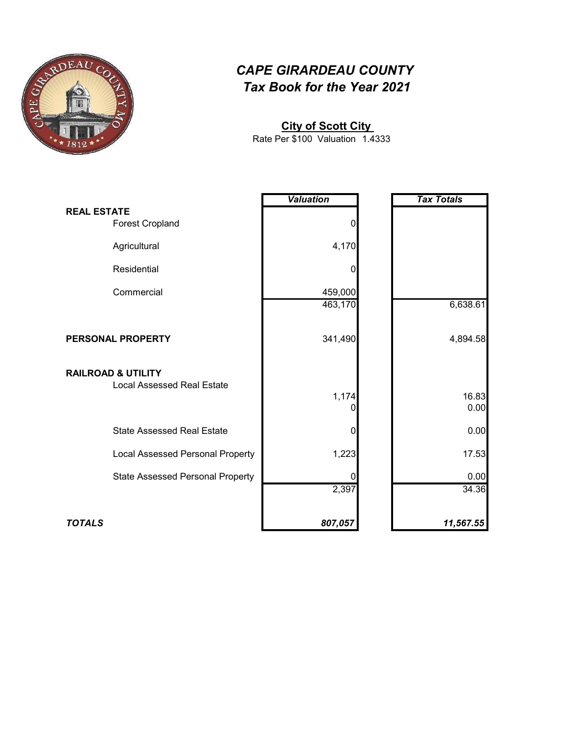# *CAPE GIRARDEAU COUNTY*
## *Tax Book for the Year 2021*

**City of Scott City**

Rate Per $100 Valuation 1.4333

| | *Valuation* | *Tax Totals* |
|---|---|---|
| **REAL ESTATE** | | |
| Forest Cropland | 0 | |
| Agricultural | 4,170 | |
| Residential | 0 | |
| Commercial | 459,000 | |
| | 463,170 | 6,638.61 |
| **PERSONAL PROPERTY** | 341,490 | 4,894.58 |
| **RAILROAD & UTILITY** | | |
| Local Assessed Real Estate | 1,174 | 16.83 |
| | 0 | 0.00 |
| State Assessed Real Estate | 0 | 0.00 |
| Local Assessed Personal Property | 1,223 | 17.53 |
| State Assessed Personal Property | 0 | 0.00 |
| | 2,397 | 34.36 |
| ***TOTALS*** | ***807,057*** | ***11,567.55*** |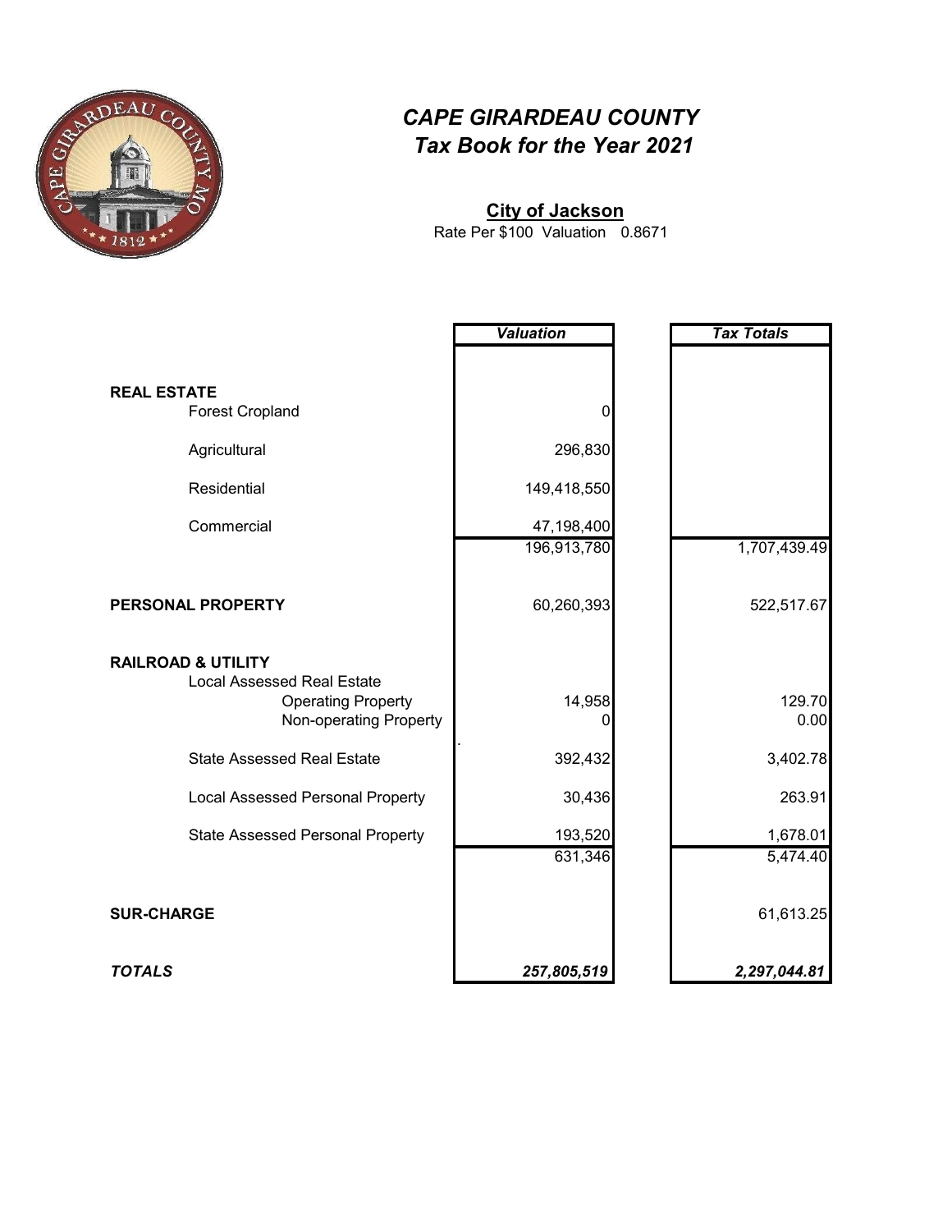# *CAPE GIRARDEAU COUNTY*
## *Tax Book for the Year 2021*

**City of Jackson**

Rate Per $100 Valuation 0.8671

| | *Valuation* | *Tax Totals* |
|---|---|---|
| **REAL ESTATE** | | |
| Forest Cropland | 0 | |
| Agricultural | 296,830 | |
| Residential | 149,418,550 | |
| Commercial | 47,198,400 | |
| | 196,913,780 | 1,707,439.49 |
| **PERSONAL PROPERTY** | 60,260,393 | 522,517.67 |
| **RAILROAD & UTILITY** | | |
| Local Assessed Real Estate | | |
| Operating Property | 14,958 | 129.70 |
| Non-operating Property | 0 | 0.00 |
| State Assessed Real Estate | 392,432 | 3,402.78 |
| Local Assessed Personal Property | 30,436 | 263.91 |
| State Assessed Personal Property | 193,520 | 1,678.01 |
| | 631,346 | 5,474.40 |
| **SUR-CHARGE** | | 61,613.25 |
| ***TOTALS*** | ***257,805,519*** | ***2,297,044.81*** |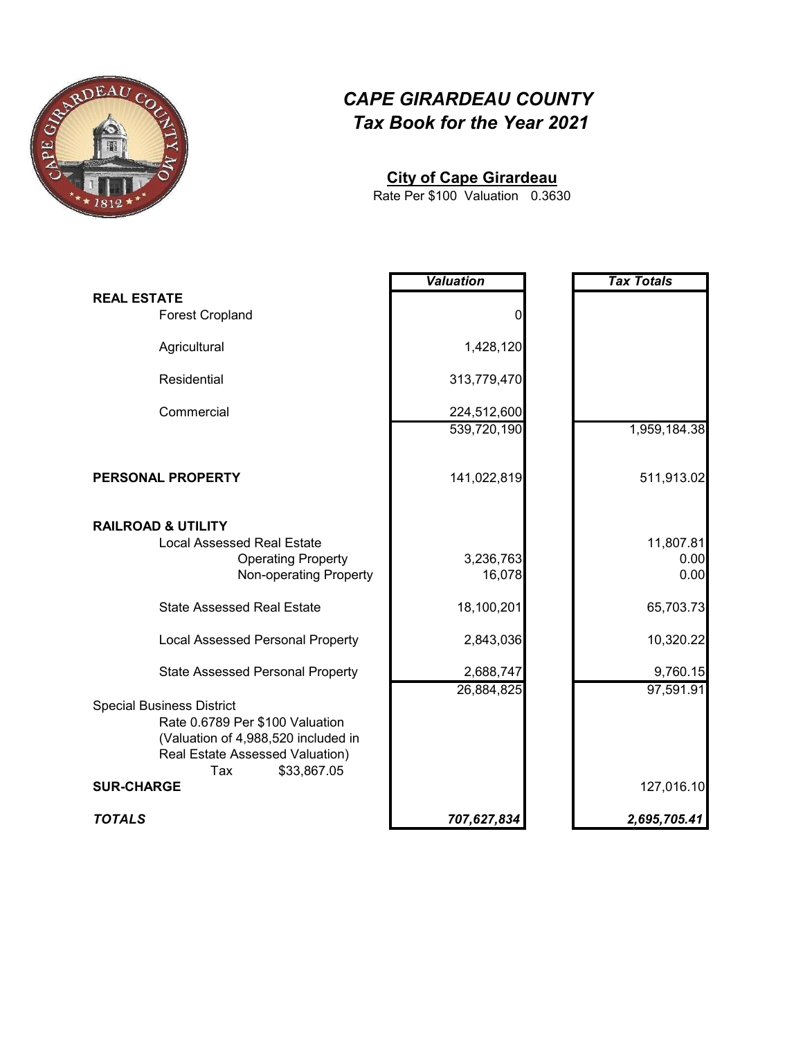# *CAPE GIRARDEAU COUNTY*
# *Tax Book for the Year 2021*

## City of Cape Girardeau

Rate Per $100 Valuation 0.3630

| | *Valuation* | *Tax Totals* |
|---|---|---|
| **REAL ESTATE** | | |
| Forest Cropland | 0 | |
| Agricultural | 1,428,120 | |
| Residential | 313,779,470 | |
| Commercial | 224,512,600 | |
| | 539,720,190 | 1,959,184.38 |
| **PERSONAL PROPERTY** | 141,022,819 | 511,913.02 |
| **RAILROAD & UTILITY** | | |
| Local Assessed Real Estate | | 11,807.81 |
| Operating Property | 3,236,763 | 0.00 |
| Non-operating Property | 16,078 | 0.00 |
| State Assessed Real Estate | 18,100,201 | 65,703.73 |
| Local Assessed Personal Property | 2,843,036 | 10,320.22 |
| State Assessed Personal Property | 2,688,747 | 9,760.15 |
| | 26,884,825 | 97,591.91 |
| Special Business District<br>Rate 0.6789 Per $100 Valuation<br>(Valuation of 4,988,520 included in Real Estate Assessed Valuation)<br>Tax $33,867.05 | | |
| **SUR-CHARGE** | | 127,016.10 |
| ***TOTALS*** | ***707,627,834*** | ***2,695,705.41*** |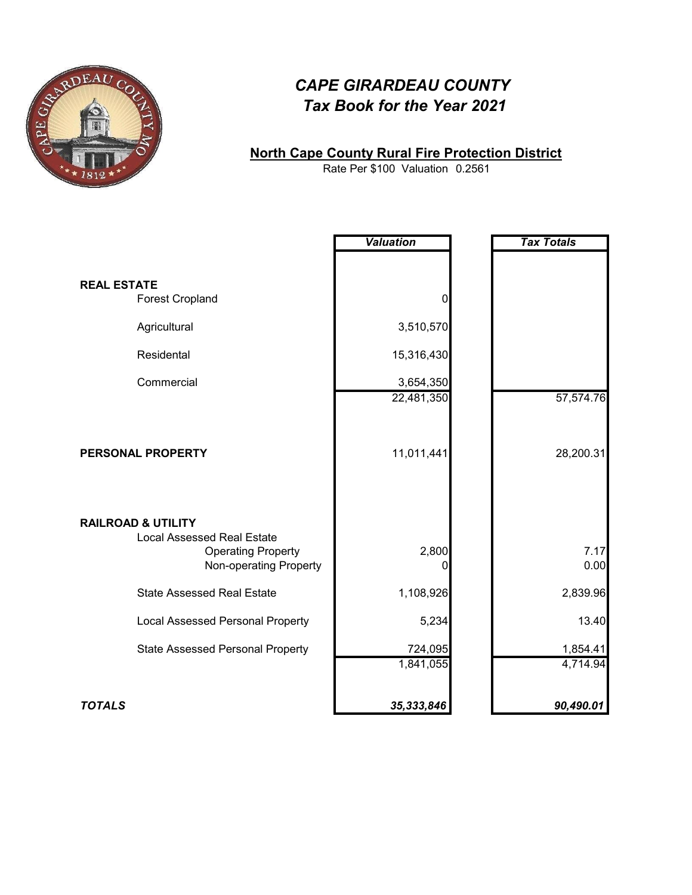# *CAPE GIRARDEAU COUNTY*
## *Tax Book for the Year 2021*

### North Cape County Rural Fire Protection District

Rate Per $100 Valuation 0.2561

| | *Valuation* | *Tax Totals* |
|---|---|---|
| **REAL ESTATE** | | |
| Forest Cropland | 0 | |
| Agricultural | 3,510,570 | |
| Residental | 15,316,430 | |
| Commercial | 3,654,350 | |
| | 22,481,350 | 57,574.76 |
| **PERSONAL PROPERTY** | 11,011,441 | 28,200.31 |
| **RAILROAD & UTILITY** | | |
| Local Assessed Real Estate | | |
| Operating Property | 2,800 | 7.17 |
| Non-operating Property | 0 | 0.00 |
| State Assessed Real Estate | 1,108,926 | 2,839.96 |
| Local Assessed Personal Property | 5,234 | 13.40 |
| State Assessed Personal Property | 724,095 | 1,854.41 |
| | 1,841,055 | 4,714.94 |
| ***TOTALS*** | ***35,333,846*** | ***90,490.01*** |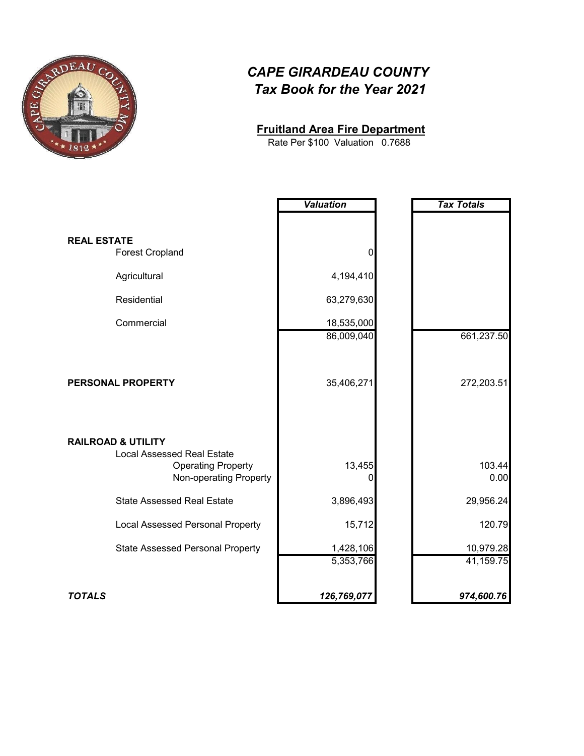# *CAPE GIRARDEAU COUNTY*
## *Tax Book for the Year 2021*

### Fruitland Area Fire Department

Rate Per $100 Valuation 0.7688

| | *Valuation* | *Tax Totals* |
|---|---|---|
| **REAL ESTATE** | | |
| Forest Cropland | 0 | |
| Agricultural | 4,194,410 | |
| Residential | 63,279,630 | |
| Commercial | 18,535,000 | |
| | 86,009,040 | 661,237.50 |
| **PERSONAL PROPERTY** | 35,406,271 | 272,203.51 |
| **RAILROAD & UTILITY** | | |
| Local Assessed Real Estate | | |
| Operating Property | 13,455 | 103.44 |
| Non-operating Property | 0 | 0.00 |
| State Assessed Real Estate | 3,896,493 | 29,956.24 |
| Local Assessed Personal Property | 15,712 | 120.79 |
| State Assessed Personal Property | 1,428,106 | 10,979.28 |
| | 5,353,766 | 41,159.75 |
| ***TOTALS*** | ***126,769,077*** | ***974,600.76*** |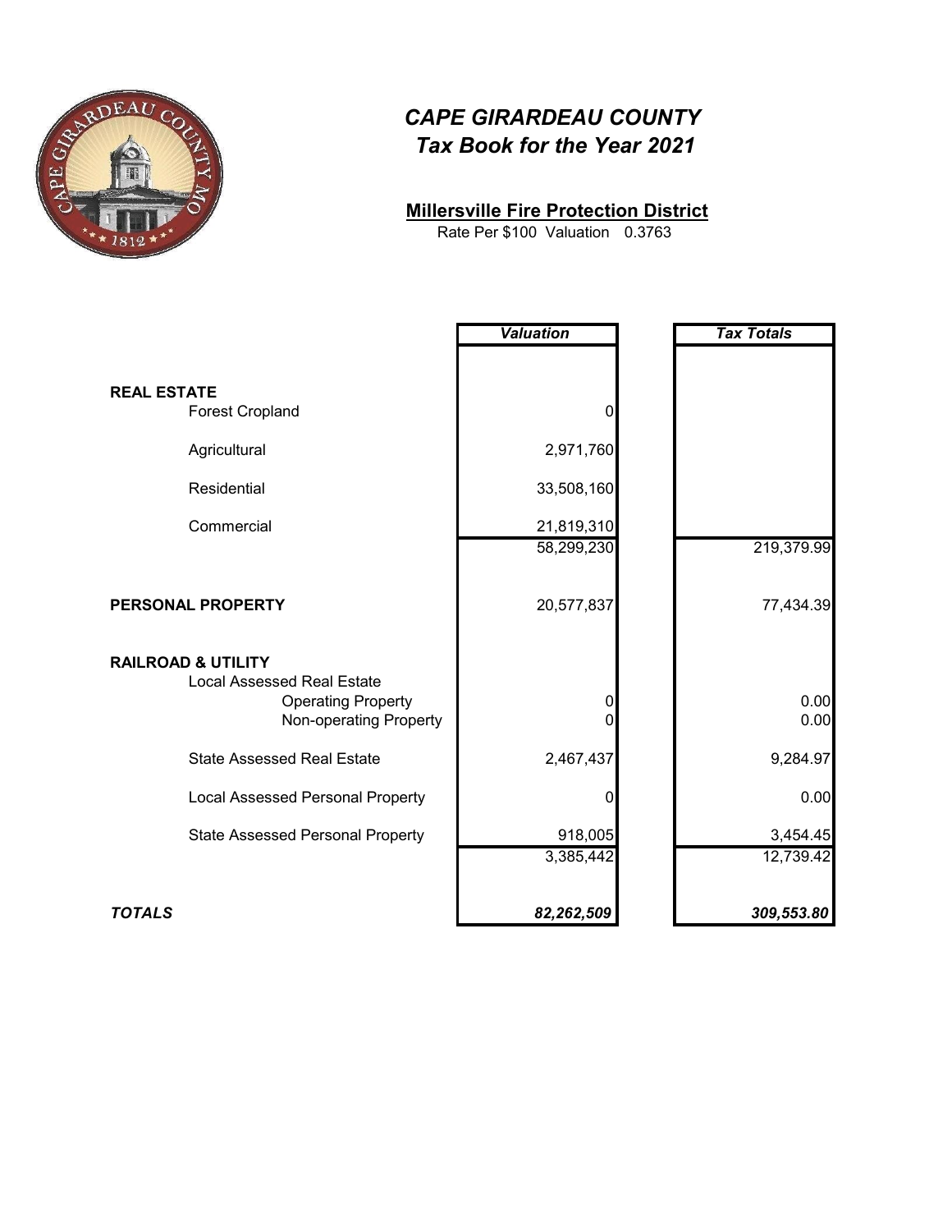# *CAPE GIRARDEAU COUNTY*
## *Tax Book for the Year 2021*

**Millersville Fire Protection District**

Rate Per $100 Valuation 0.3763

| | *Valuation* | *Tax Totals* |
|---|---|---|
| **REAL ESTATE** | | |
| Forest Cropland | 0 | |
| Agricultural | 2,971,760 | |
| Residential | 33,508,160 | |
| Commercial | 21,819,310 | |
| | 58,299,230 | 219,379.99 |
| **PERSONAL PROPERTY** | 20,577,837 | 77,434.39 |
| **RAILROAD & UTILITY** | | |
| Local Assessed Real Estate | | |
| Operating Property | 0 | 0.00 |
| Non-operating Property | 0 | 0.00 |
| State Assessed Real Estate | 2,467,437 | 9,284.97 |
| Local Assessed Personal Property | 0 | 0.00 |
| State Assessed Personal Property | 918,005 | 3,454.45 |
| | 3,385,442 | 12,739.42 |
| ***TOTALS*** | ***82,262,509*** | ***309,553.80*** |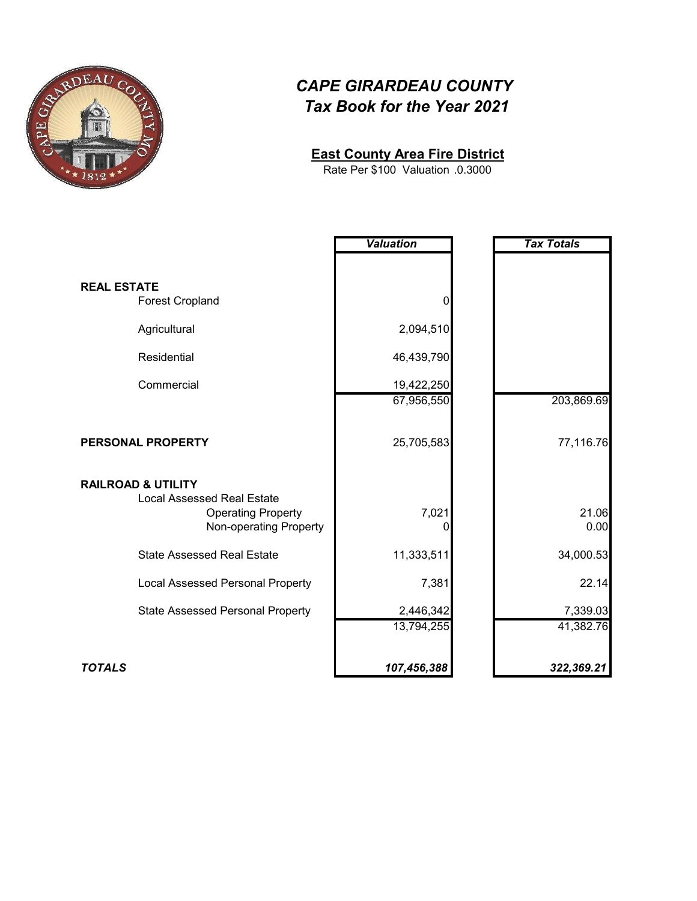# CAPE GIRARDEAU COUNTY

## *Tax Book for the Year 2021*

### East County Area Fire District

Rate Per $100 Valuation .0.3000

| | *Valuation* | *Tax Totals* |
|---|---|---|
| **REAL ESTATE** | | |
| Forest Cropland | 0 | |
| Agricultural | 2,094,510 | |
| Residential | 46,439,790 | |
| Commercial | 19,422,250 | |
| | 67,956,550 | 203,869.69 |
| **PERSONAL PROPERTY** | 25,705,583 | 77,116.76 |
| **RAILROAD & UTILITY** | | |
| Local Assessed Real Estate | | |
| Operating Property | 7,021 | 21.06 |
| Non-operating Property | 0 | 0.00 |
| State Assessed Real Estate | 11,333,511 | 34,000.53 |
| Local Assessed Personal Property | 7,381 | 22.14 |
| State Assessed Personal Property | 2,446,342 | 7,339.03 |
| | 13,794,255 | 41,382.76 |
| ***TOTALS*** | ***107,456,388*** | ***322,369.21*** |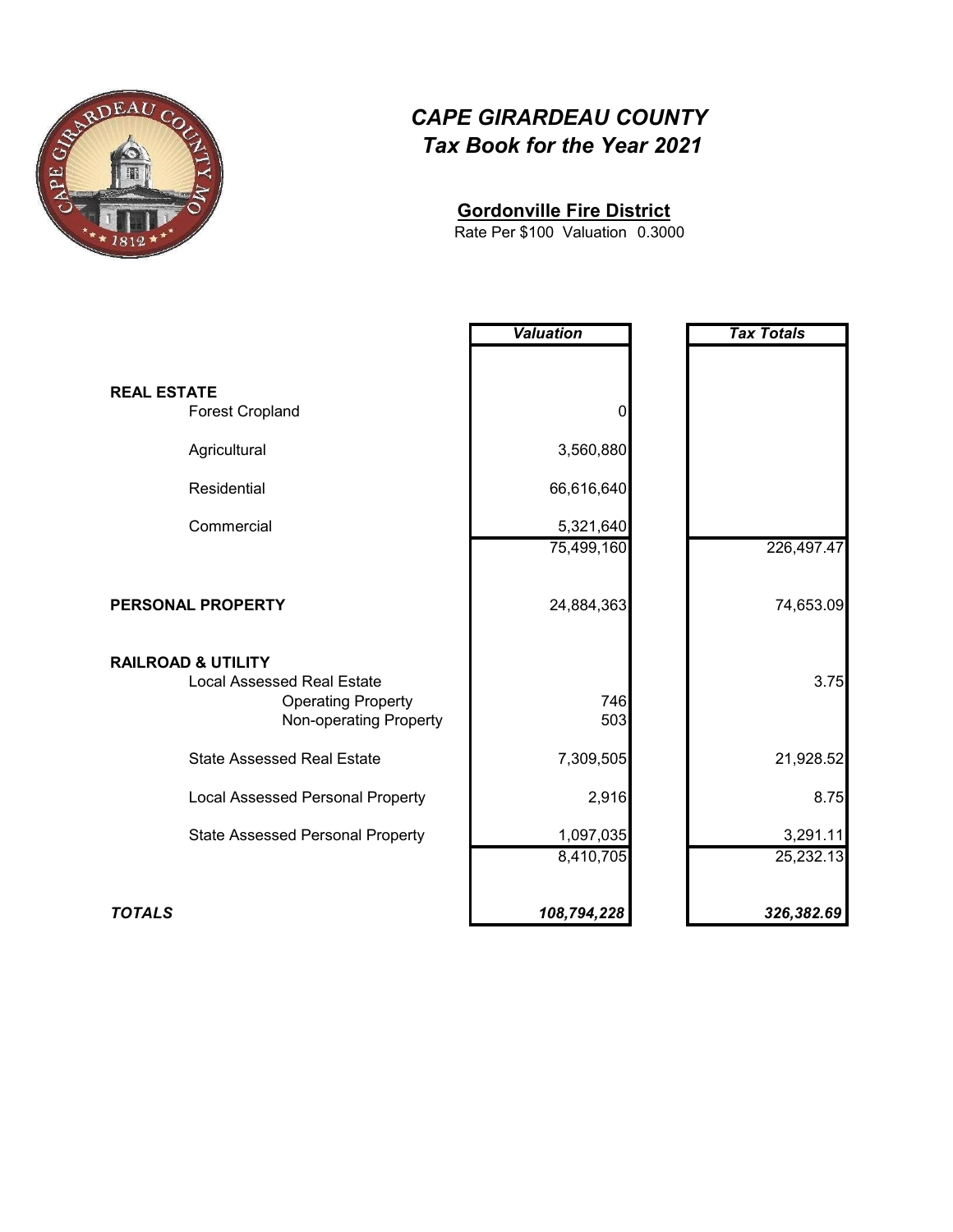# *CAPE GIRARDEAU COUNTY*
## *Tax Book for the Year 2021*

### Gordonville Fire District

Rate Per $100 Valuation 0.3000

| | *Valuation* | *Tax Totals* |
|---|---|---|
| **REAL ESTATE** | | |
| Forest Cropland | 0 | |
| Agricultural | 3,560,880 | |
| Residential | 66,616,640 | |
| Commercial | 5,321,640 | |
| | 75,499,160 | 226,497.47 |
| **PERSONAL PROPERTY** | 24,884,363 | 74,653.09 |
| **RAILROAD & UTILITY** | | |
| Local Assessed Real Estate | | 3.75 |
| Operating Property | 746 | |
| Non-operating Property | 503 | |
| State Assessed Real Estate | 7,309,505 | 21,928.52 |
| Local Assessed Personal Property | 2,916 | 8.75 |
| State Assessed Personal Property | 1,097,035 | 3,291.11 |
| | 8,410,705 | 25,232.13 |
| ***TOTALS*** | ***108,794,228*** | ***326,382.69*** |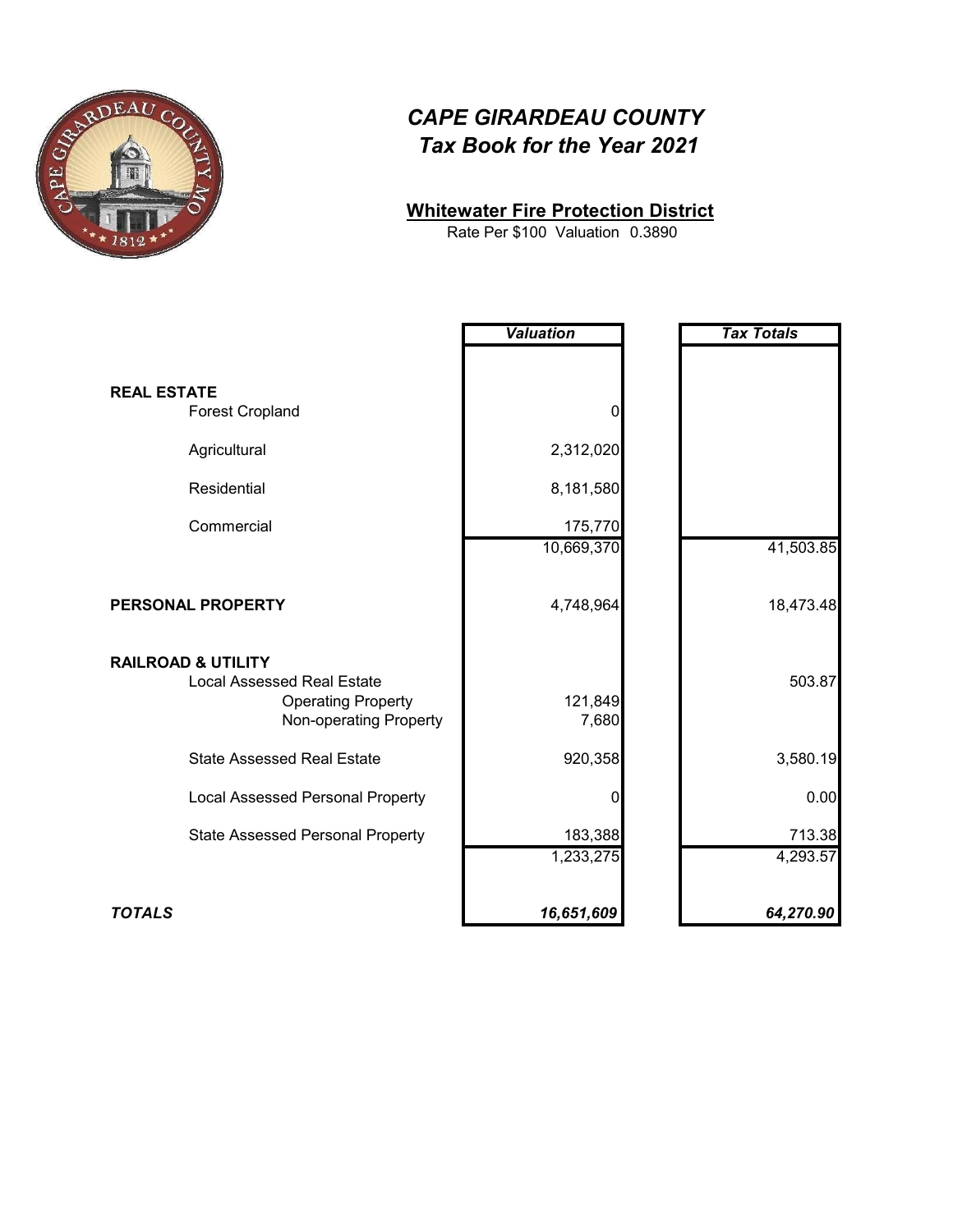# CAPE GIRARDEAU COUNTY
## Tax Book for the Year 2021

**Whitewater Fire Protection District**

Rate Per $100 Valuation 0.3890

| | Valuation | Tax Totals |
|---|---|---|
| **REAL ESTATE** | | |
| Forest Cropland | 0 | |
| Agricultural | 2,312,020 | |
| Residential | 8,181,580 | |
| Commercial | 175,770 | |
| | 10,669,370 | 41,503.85 |
| **PERSONAL PROPERTY** | 4,748,964 | 18,473.48 |
| **RAILROAD & UTILITY** | | |
| Local Assessed Real Estate | | 503.87 |
| Operating Property | 121,849 | |
| Non-operating Property | 7,680 | |
| State Assessed Real Estate | 920,358 | 3,580.19 |
| Local Assessed Personal Property | 0 | 0.00 |
| State Assessed Personal Property | 183,388 | 713.38 |
| | 1,233,275 | 4,293.57 |
| ***TOTALS*** | ***16,651,609*** | ***64,270.90*** |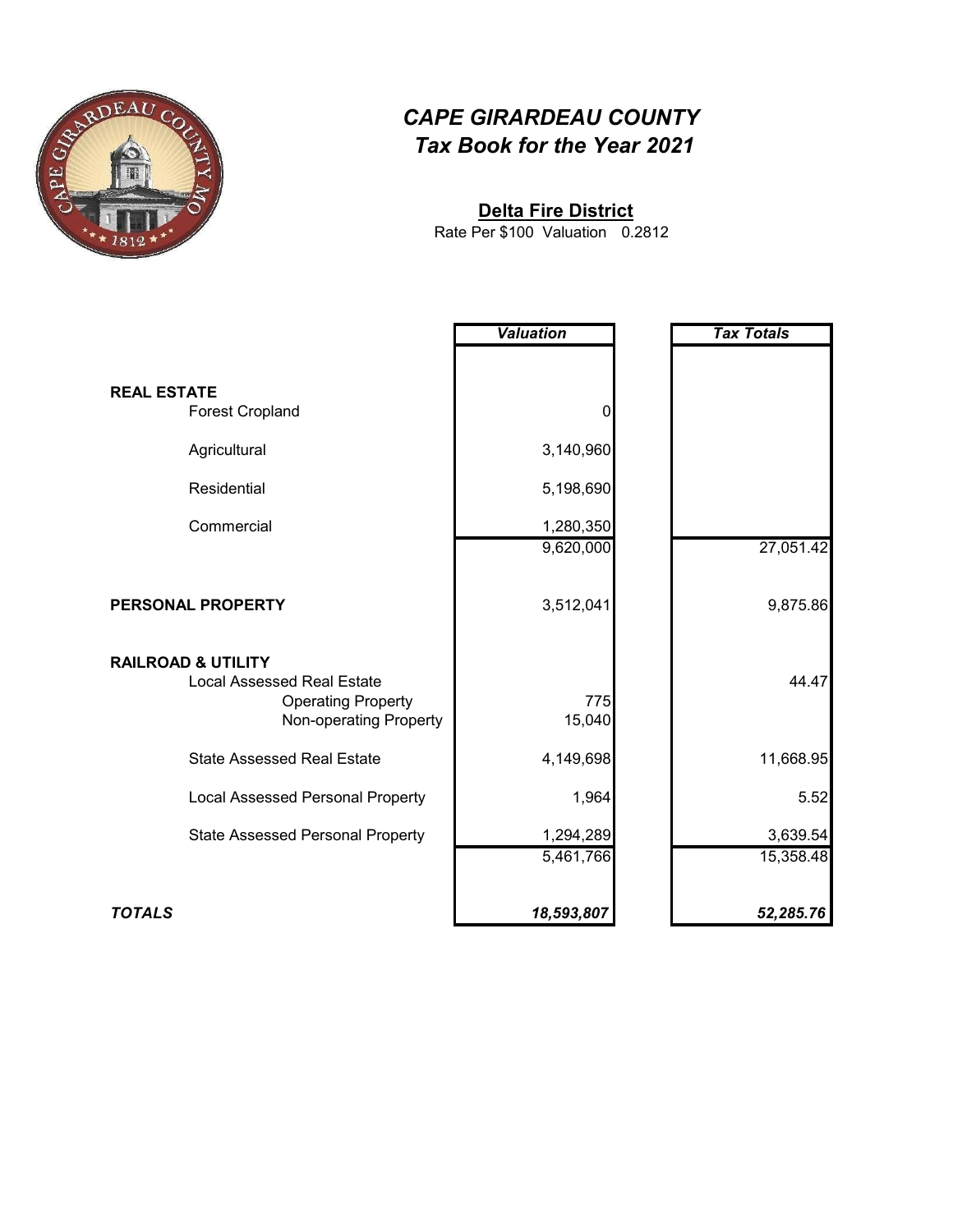# *CAPE GIRARDEAU COUNTY*
## *Tax Book for the Year 2021*

**Delta Fire District**

Rate Per $100 Valuation 0.2812

| | | *Valuation* | *Tax Totals* |
|---|---|---|---|
| **REAL ESTATE** | | | |
| | Forest Cropland | 0 | |
| | Agricultural | 3,140,960 | |
| | Residential | 5,198,690 | |
| | Commercial | 1,280,350 | |
| | | 9,620,000 | 27,051.42 |
| **PERSONAL PROPERTY** | | 3,512,041 | 9,875.86 |
| **RAILROAD & UTILITY** | | | |
| | Local Assessed Real Estate | | 44.47 |
| | Operating Property | 775 | |
| | Non-operating Property | 15,040 | |
| | State Assessed Real Estate | 4,149,698 | 11,668.95 |
| | Local Assessed Personal Property | 1,964 | 5.52 |
| | State Assessed Personal Property | 1,294,289 | 3,639.54 |
| | | 5,461,766 | 15,358.48 |
| ***TOTALS*** | | ***18,593,807*** | ***52,285.76*** |